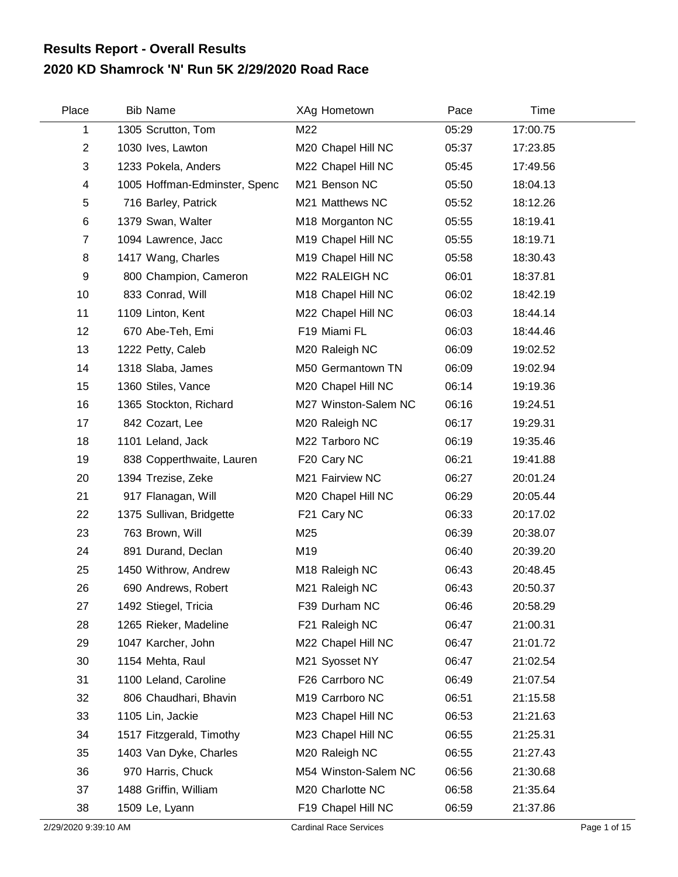# Results Report - Overall Results
## 2020 KD Shamrock 'N' Run 5K 2/29/2020 Road Race

| Place | Bib | Name | XAg | Hometown | Pace | Time |
|---|---|---|---|---|---|---|
| 1 | 1305 | Scrutton, Tom | M22 | | 05:29 | 17:00.75 |
| 2 | 1030 | Ives, Lawton | M20 | Chapel Hill NC | 05:37 | 17:23.85 |
| 3 | 1233 | Pokela, Anders | M22 | Chapel Hill NC | 05:45 | 17:49.56 |
| 4 | 1005 | Hoffman-Edminster, Spenc | M21 | Benson NC | 05:50 | 18:04.13 |
| 5 | 716 | Barley, Patrick | M21 | Matthews NC | 05:52 | 18:12.26 |
| 6 | 1379 | Swan, Walter | M18 | Morganton NC | 05:55 | 18:19.41 |
| 7 | 1094 | Lawrence, Jacc | M19 | Chapel Hill NC | 05:55 | 18:19.71 |
| 8 | 1417 | Wang, Charles | M19 | Chapel Hill NC | 05:58 | 18:30.43 |
| 9 | 800 | Champion, Cameron | M22 | RALEIGH NC | 06:01 | 18:37.81 |
| 10 | 833 | Conrad, Will | M18 | Chapel Hill NC | 06:02 | 18:42.19 |
| 11 | 1109 | Linton, Kent | M22 | Chapel Hill NC | 06:03 | 18:44.14 |
| 12 | 670 | Abe-Teh, Emi | F19 | Miami FL | 06:03 | 18:44.46 |
| 13 | 1222 | Petty, Caleb | M20 | Raleigh NC | 06:09 | 19:02.52 |
| 14 | 1318 | Slaba, James | M50 | Germantown TN | 06:09 | 19:02.94 |
| 15 | 1360 | Stiles, Vance | M20 | Chapel Hill NC | 06:14 | 19:19.36 |
| 16 | 1365 | Stockton, Richard | M27 | Winston-Salem NC | 06:16 | 19:24.51 |
| 17 | 842 | Cozart, Lee | M20 | Raleigh NC | 06:17 | 19:29.31 |
| 18 | 1101 | Leland, Jack | M22 | Tarboro NC | 06:19 | 19:35.46 |
| 19 | 838 | Copperthwaite, Lauren | F20 | Cary NC | 06:21 | 19:41.88 |
| 20 | 1394 | Trezise, Zeke | M21 | Fairview NC | 06:27 | 20:01.24 |
| 21 | 917 | Flanagan, Will | M20 | Chapel Hill NC | 06:29 | 20:05.44 |
| 22 | 1375 | Sullivan, Bridgette | F21 | Cary NC | 06:33 | 20:17.02 |
| 23 | 763 | Brown, Will | M25 | | 06:39 | 20:38.07 |
| 24 | 891 | Durand, Declan | M19 | | 06:40 | 20:39.20 |
| 25 | 1450 | Withrow, Andrew | M18 | Raleigh NC | 06:43 | 20:48.45 |
| 26 | 690 | Andrews, Robert | M21 | Raleigh NC | 06:43 | 20:50.37 |
| 27 | 1492 | Stiegel, Tricia | F39 | Durham NC | 06:46 | 20:58.29 |
| 28 | 1265 | Rieker, Madeline | F21 | Raleigh NC | 06:47 | 21:00.31 |
| 29 | 1047 | Karcher, John | M22 | Chapel Hill NC | 06:47 | 21:01.72 |
| 30 | 1154 | Mehta, Raul | M21 | Syosset NY | 06:47 | 21:02.54 |
| 31 | 1100 | Leland, Caroline | F26 | Carrboro NC | 06:49 | 21:07.54 |
| 32 | 806 | Chaudhari, Bhavin | M19 | Carrboro NC | 06:51 | 21:15.58 |
| 33 | 1105 | Lin, Jackie | M23 | Chapel Hill NC | 06:53 | 21:21.63 |
| 34 | 1517 | Fitzgerald, Timothy | M23 | Chapel Hill NC | 06:55 | 21:25.31 |
| 35 | 1403 | Van Dyke, Charles | M20 | Raleigh NC | 06:55 | 21:27.43 |
| 36 | 970 | Harris, Chuck | M54 | Winston-Salem NC | 06:56 | 21:30.68 |
| 37 | 1488 | Griffin, William | M20 | Charlotte NC | 06:58 | 21:35.64 |
| 38 | 1509 | Le, Lyann | F19 | Chapel Hill NC | 06:59 | 21:37.86 |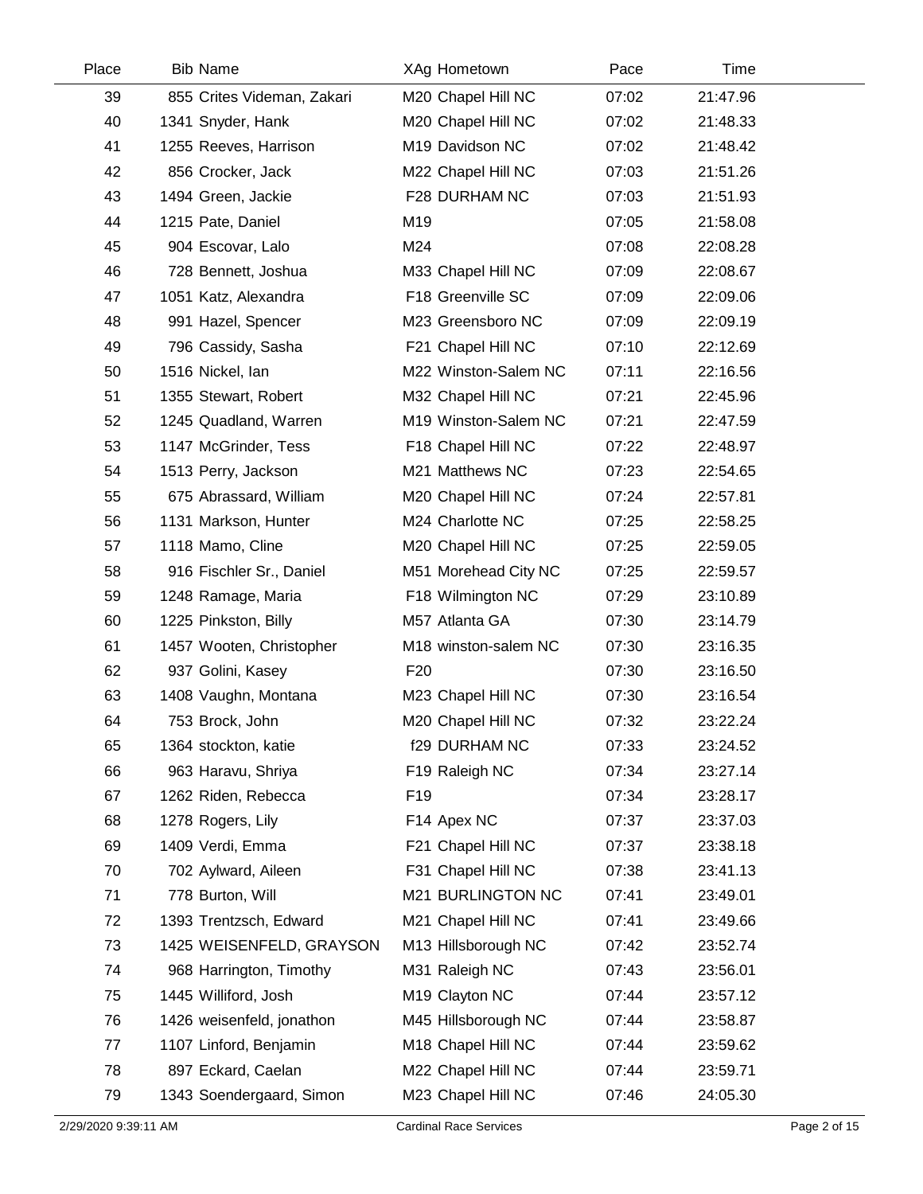| Place | Bib | Name | XAg | Hometown | Pace | Time |
|---|---|---|---|---|---|---|
| 39 | 855 | Crites Videman, Zakari | M20 | Chapel Hill NC | 07:02 | 21:47.96 |
| 40 | 1341 | Snyder, Hank | M20 | Chapel Hill NC | 07:02 | 21:48.33 |
| 41 | 1255 | Reeves, Harrison | M19 | Davidson NC | 07:02 | 21:48.42 |
| 42 | 856 | Crocker, Jack | M22 | Chapel Hill NC | 07:03 | 21:51.26 |
| 43 | 1494 | Green, Jackie | F28 | DURHAM NC | 07:03 | 21:51.93 |
| 44 | 1215 | Pate, Daniel | M19 | | 07:05 | 21:58.08 |
| 45 | 904 | Escovar, Lalo | M24 | | 07:08 | 22:08.28 |
| 46 | 728 | Bennett, Joshua | M33 | Chapel Hill NC | 07:09 | 22:08.67 |
| 47 | 1051 | Katz, Alexandra | F18 | Greenville SC | 07:09 | 22:09.06 |
| 48 | 991 | Hazel, Spencer | M23 | Greensboro NC | 07:09 | 22:09.19 |
| 49 | 796 | Cassidy, Sasha | F21 | Chapel Hill NC | 07:10 | 22:12.69 |
| 50 | 1516 | Nickel, Ian | M22 | Winston-Salem NC | 07:11 | 22:16.56 |
| 51 | 1355 | Stewart, Robert | M32 | Chapel Hill NC | 07:21 | 22:45.96 |
| 52 | 1245 | Quadland, Warren | M19 | Winston-Salem NC | 07:21 | 22:47.59 |
| 53 | 1147 | McGrinder, Tess | F18 | Chapel Hill NC | 07:22 | 22:48.97 |
| 54 | 1513 | Perry, Jackson | M21 | Matthews NC | 07:23 | 22:54.65 |
| 55 | 675 | Abrassard, William | M20 | Chapel Hill NC | 07:24 | 22:57.81 |
| 56 | 1131 | Markson, Hunter | M24 | Charlotte NC | 07:25 | 22:58.25 |
| 57 | 1118 | Mamo, Cline | M20 | Chapel Hill NC | 07:25 | 22:59.05 |
| 58 | 916 | Fischler Sr., Daniel | M51 | Morehead City NC | 07:25 | 22:59.57 |
| 59 | 1248 | Ramage, Maria | F18 | Wilmington NC | 07:29 | 23:10.89 |
| 60 | 1225 | Pinkston, Billy | M57 | Atlanta GA | 07:30 | 23:14.79 |
| 61 | 1457 | Wooten, Christopher | M18 | winston-salem NC | 07:30 | 23:16.35 |
| 62 | 937 | Golini, Kasey | F20 | | 07:30 | 23:16.50 |
| 63 | 1408 | Vaughn, Montana | M23 | Chapel Hill NC | 07:30 | 23:16.54 |
| 64 | 753 | Brock, John | M20 | Chapel Hill NC | 07:32 | 23:22.24 |
| 65 | 1364 | stockton, katie | f29 | DURHAM NC | 07:33 | 23:24.52 |
| 66 | 963 | Haravu, Shriya | F19 | Raleigh NC | 07:34 | 23:27.14 |
| 67 | 1262 | Riden, Rebecca | F19 | | 07:34 | 23:28.17 |
| 68 | 1278 | Rogers, Lily | F14 | Apex NC | 07:37 | 23:37.03 |
| 69 | 1409 | Verdi, Emma | F21 | Chapel Hill NC | 07:37 | 23:38.18 |
| 70 | 702 | Aylward, Aileen | F31 | Chapel Hill NC | 07:38 | 23:41.13 |
| 71 | 778 | Burton, Will | M21 | BURLINGTON NC | 07:41 | 23:49.01 |
| 72 | 1393 | Trentzsch, Edward | M21 | Chapel Hill NC | 07:41 | 23:49.66 |
| 73 | 1425 | WEISENFELD, GRAYSON | M13 | Hillsborough NC | 07:42 | 23:52.74 |
| 74 | 968 | Harrington, Timothy | M31 | Raleigh NC | 07:43 | 23:56.01 |
| 75 | 1445 | Williford, Josh | M19 | Clayton NC | 07:44 | 23:57.12 |
| 76 | 1426 | weisenfeld, jonathon | M45 | Hillsborough NC | 07:44 | 23:58.87 |
| 77 | 1107 | Linford, Benjamin | M18 | Chapel Hill NC | 07:44 | 23:59.62 |
| 78 | 897 | Eckard, Caelan | M22 | Chapel Hill NC | 07:44 | 23:59.71 |
| 79 | 1343 | Soendergaard, Simon | M23 | Chapel Hill NC | 07:46 | 24:05.30 |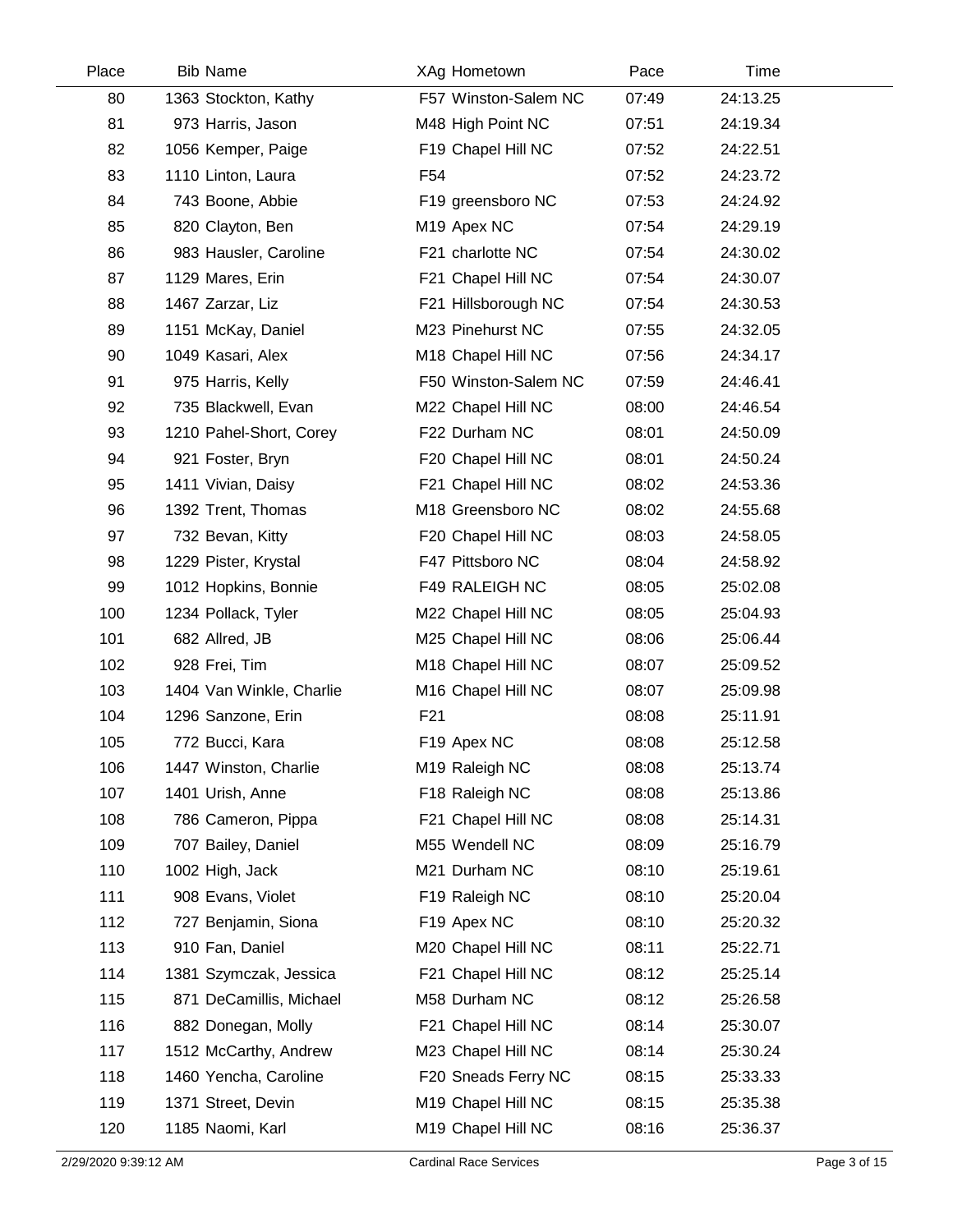| Place | Bib | Name | XAg | Hometown | Pace | Time |
|---|---|---|---|---|---|---|
| 80 | 1363 | Stockton, Kathy | F57 | Winston-Salem NC | 07:49 | 24:13.25 |
| 81 | 973 | Harris, Jason | M48 | High Point NC | 07:51 | 24:19.34 |
| 82 | 1056 | Kemper, Paige | F19 | Chapel Hill NC | 07:52 | 24:22.51 |
| 83 | 1110 | Linton, Laura | F54 | | 07:52 | 24:23.72 |
| 84 | 743 | Boone, Abbie | F19 | greensboro NC | 07:53 | 24:24.92 |
| 85 | 820 | Clayton, Ben | M19 | Apex NC | 07:54 | 24:29.19 |
| 86 | 983 | Hausler, Caroline | F21 | charlotte NC | 07:54 | 24:30.02 |
| 87 | 1129 | Mares, Erin | F21 | Chapel Hill NC | 07:54 | 24:30.07 |
| 88 | 1467 | Zarzar, Liz | F21 | Hillsborough NC | 07:54 | 24:30.53 |
| 89 | 1151 | McKay, Daniel | M23 | Pinehurst NC | 07:55 | 24:32.05 |
| 90 | 1049 | Kasari, Alex | M18 | Chapel Hill NC | 07:56 | 24:34.17 |
| 91 | 975 | Harris, Kelly | F50 | Winston-Salem NC | 07:59 | 24:46.41 |
| 92 | 735 | Blackwell, Evan | M22 | Chapel Hill NC | 08:00 | 24:46.54 |
| 93 | 1210 | Pahel-Short, Corey | F22 | Durham NC | 08:01 | 24:50.09 |
| 94 | 921 | Foster, Bryn | F20 | Chapel Hill NC | 08:01 | 24:50.24 |
| 95 | 1411 | Vivian, Daisy | F21 | Chapel Hill NC | 08:02 | 24:53.36 |
| 96 | 1392 | Trent, Thomas | M18 | Greensboro NC | 08:02 | 24:55.68 |
| 97 | 732 | Bevan, Kitty | F20 | Chapel Hill NC | 08:03 | 24:58.05 |
| 98 | 1229 | Pister, Krystal | F47 | Pittsboro NC | 08:04 | 24:58.92 |
| 99 | 1012 | Hopkins, Bonnie | F49 | RALEIGH NC | 08:05 | 25:02.08 |
| 100 | 1234 | Pollack, Tyler | M22 | Chapel Hill NC | 08:05 | 25:04.93 |
| 101 | 682 | Allred, JB | M25 | Chapel Hill NC | 08:06 | 25:06.44 |
| 102 | 928 | Frei, Tim | M18 | Chapel Hill NC | 08:07 | 25:09.52 |
| 103 | 1404 | Van Winkle, Charlie | M16 | Chapel Hill NC | 08:07 | 25:09.98 |
| 104 | 1296 | Sanzone, Erin | F21 | | 08:08 | 25:11.91 |
| 105 | 772 | Bucci, Kara | F19 | Apex NC | 08:08 | 25:12.58 |
| 106 | 1447 | Winston, Charlie | M19 | Raleigh NC | 08:08 | 25:13.74 |
| 107 | 1401 | Urish, Anne | F18 | Raleigh NC | 08:08 | 25:13.86 |
| 108 | 786 | Cameron, Pippa | F21 | Chapel Hill NC | 08:08 | 25:14.31 |
| 109 | 707 | Bailey, Daniel | M55 | Wendell NC | 08:09 | 25:16.79 |
| 110 | 1002 | High, Jack | M21 | Durham NC | 08:10 | 25:19.61 |
| 111 | 908 | Evans, Violet | F19 | Raleigh NC | 08:10 | 25:20.04 |
| 112 | 727 | Benjamin, Siona | F19 | Apex NC | 08:10 | 25:20.32 |
| 113 | 910 | Fan, Daniel | M20 | Chapel Hill NC | 08:11 | 25:22.71 |
| 114 | 1381 | Szymczak, Jessica | F21 | Chapel Hill NC | 08:12 | 25:25.14 |
| 115 | 871 | DeCamillis, Michael | M58 | Durham NC | 08:12 | 25:26.58 |
| 116 | 882 | Donegan, Molly | F21 | Chapel Hill NC | 08:14 | 25:30.07 |
| 117 | 1512 | McCarthy, Andrew | M23 | Chapel Hill NC | 08:14 | 25:30.24 |
| 118 | 1460 | Yencha, Caroline | F20 | Sneads Ferry NC | 08:15 | 25:33.33 |
| 119 | 1371 | Street, Devin | M19 | Chapel Hill NC | 08:15 | 25:35.38 |
| 120 | 1185 | Naomi, Karl | M19 | Chapel Hill NC | 08:16 | 25:36.37 |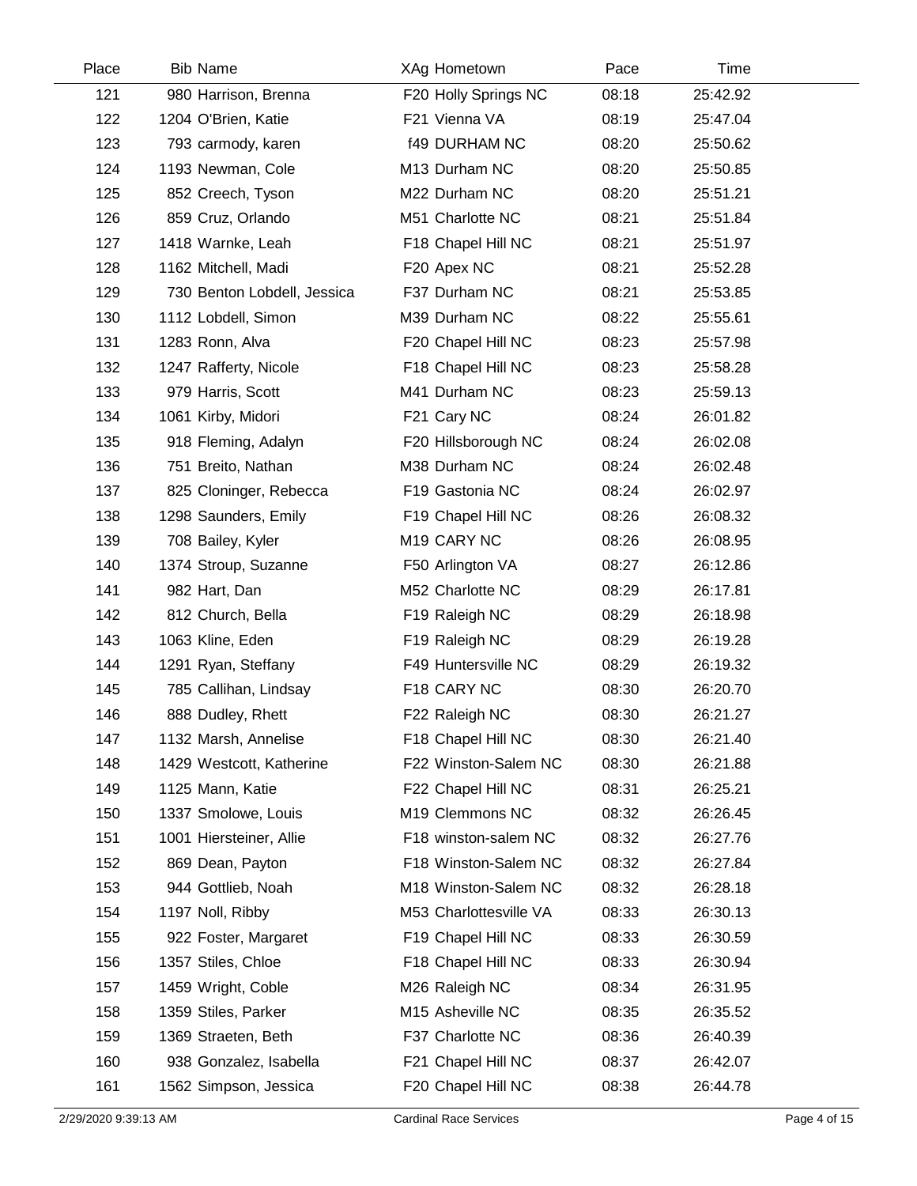| Place | Bib | Name | XAg | Hometown | Pace | Time |
|---|---|---|---|---|---|---|
| 121 | 980 | Harrison, Brenna | F20 | Holly Springs NC | 08:18 | 25:42.92 |
| 122 | 1204 | O'Brien, Katie | F21 | Vienna VA | 08:19 | 25:47.04 |
| 123 | 793 | carmody, karen | f49 | DURHAM NC | 08:20 | 25:50.62 |
| 124 | 1193 | Newman, Cole | M13 | Durham NC | 08:20 | 25:50.85 |
| 125 | 852 | Creech, Tyson | M22 | Durham NC | 08:20 | 25:51.21 |
| 126 | 859 | Cruz, Orlando | M51 | Charlotte NC | 08:21 | 25:51.84 |
| 127 | 1418 | Warnke, Leah | F18 | Chapel Hill NC | 08:21 | 25:51.97 |
| 128 | 1162 | Mitchell, Madi | F20 | Apex NC | 08:21 | 25:52.28 |
| 129 | 730 | Benton Lobdell, Jessica | F37 | Durham NC | 08:21 | 25:53.85 |
| 130 | 1112 | Lobdell, Simon | M39 | Durham NC | 08:22 | 25:55.61 |
| 131 | 1283 | Ronn, Alva | F20 | Chapel Hill NC | 08:23 | 25:57.98 |
| 132 | 1247 | Rafferty, Nicole | F18 | Chapel Hill NC | 08:23 | 25:58.28 |
| 133 | 979 | Harris, Scott | M41 | Durham NC | 08:23 | 25:59.13 |
| 134 | 1061 | Kirby, Midori | F21 | Cary NC | 08:24 | 26:01.82 |
| 135 | 918 | Fleming, Adalyn | F20 | Hillsborough NC | 08:24 | 26:02.08 |
| 136 | 751 | Breito, Nathan | M38 | Durham NC | 08:24 | 26:02.48 |
| 137 | 825 | Cloninger, Rebecca | F19 | Gastonia NC | 08:24 | 26:02.97 |
| 138 | 1298 | Saunders, Emily | F19 | Chapel Hill NC | 08:26 | 26:08.32 |
| 139 | 708 | Bailey, Kyler | M19 | CARY NC | 08:26 | 26:08.95 |
| 140 | 1374 | Stroup, Suzanne | F50 | Arlington VA | 08:27 | 26:12.86 |
| 141 | 982 | Hart, Dan | M52 | Charlotte NC | 08:29 | 26:17.81 |
| 142 | 812 | Church, Bella | F19 | Raleigh NC | 08:29 | 26:18.98 |
| 143 | 1063 | Kline, Eden | F19 | Raleigh NC | 08:29 | 26:19.28 |
| 144 | 1291 | Ryan, Steffany | F49 | Huntersville NC | 08:29 | 26:19.32 |
| 145 | 785 | Callihan, Lindsay | F18 | CARY NC | 08:30 | 26:20.70 |
| 146 | 888 | Dudley, Rhett | F22 | Raleigh NC | 08:30 | 26:21.27 |
| 147 | 1132 | Marsh, Annelise | F18 | Chapel Hill NC | 08:30 | 26:21.40 |
| 148 | 1429 | Westcott, Katherine | F22 | Winston-Salem NC | 08:30 | 26:21.88 |
| 149 | 1125 | Mann, Katie | F22 | Chapel Hill NC | 08:31 | 26:25.21 |
| 150 | 1337 | Smolowe, Louis | M19 | Clemmons NC | 08:32 | 26:26.45 |
| 151 | 1001 | Hiersteiner, Allie | F18 | winston-salem NC | 08:32 | 26:27.76 |
| 152 | 869 | Dean, Payton | F18 | Winston-Salem NC | 08:32 | 26:27.84 |
| 153 | 944 | Gottlieb, Noah | M18 | Winston-Salem NC | 08:32 | 26:28.18 |
| 154 | 1197 | Noll, Ribby | M53 | Charlottesville VA | 08:33 | 26:30.13 |
| 155 | 922 | Foster, Margaret | F19 | Chapel Hill NC | 08:33 | 26:30.59 |
| 156 | 1357 | Stiles, Chloe | F18 | Chapel Hill NC | 08:33 | 26:30.94 |
| 157 | 1459 | Wright, Coble | M26 | Raleigh NC | 08:34 | 26:31.95 |
| 158 | 1359 | Stiles, Parker | M15 | Asheville NC | 08:35 | 26:35.52 |
| 159 | 1369 | Straeten, Beth | F37 | Charlotte NC | 08:36 | 26:40.39 |
| 160 | 938 | Gonzalez, Isabella | F21 | Chapel Hill NC | 08:37 | 26:42.07 |
| 161 | 1562 | Simpson, Jessica | F20 | Chapel Hill NC | 08:38 | 26:44.78 |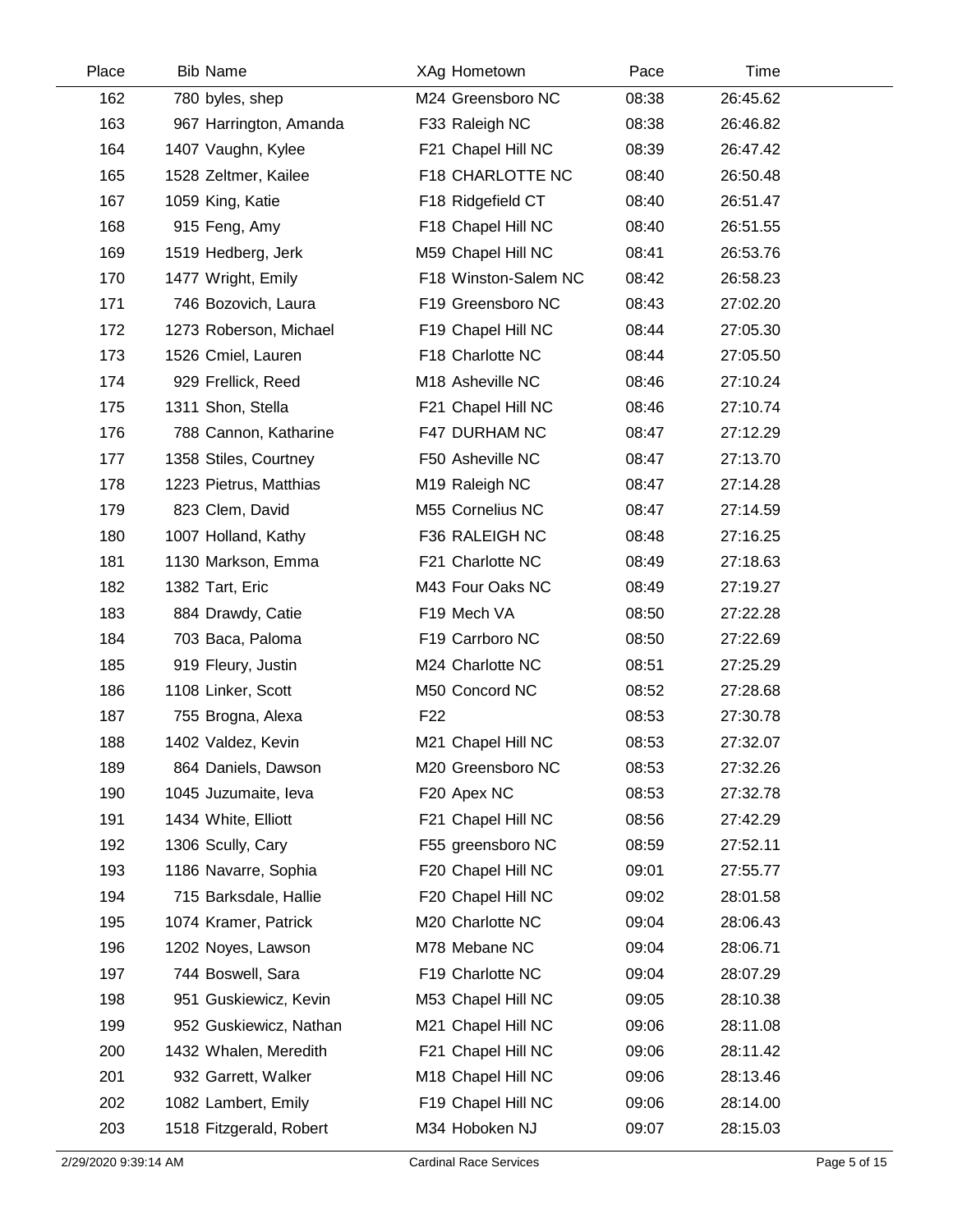| Place | Bib | Name | XAg | Hometown | Pace | Time |
|---|---|---|---|---|---|---|
| 162 | 780 | byles, shep | M24 | Greensboro NC | 08:38 | 26:45.62 |
| 163 | 967 | Harrington, Amanda | F33 | Raleigh NC | 08:38 | 26:46.82 |
| 164 | 1407 | Vaughn, Kylee | F21 | Chapel Hill NC | 08:39 | 26:47.42 |
| 165 | 1528 | Zeltmer, Kailee | F18 | CHARLOTTE NC | 08:40 | 26:50.48 |
| 167 | 1059 | King, Katie | F18 | Ridgefield CT | 08:40 | 26:51.47 |
| 168 | 915 | Feng, Amy | F18 | Chapel Hill NC | 08:40 | 26:51.55 |
| 169 | 1519 | Hedberg, Jerk | M59 | Chapel Hill NC | 08:41 | 26:53.76 |
| 170 | 1477 | Wright, Emily | F18 | Winston-Salem NC | 08:42 | 26:58.23 |
| 171 | 746 | Bozovich, Laura | F19 | Greensboro NC | 08:43 | 27:02.20 |
| 172 | 1273 | Roberson, Michael | F19 | Chapel Hill NC | 08:44 | 27:05.30 |
| 173 | 1526 | Cmiel, Lauren | F18 | Charlotte NC | 08:44 | 27:05.50 |
| 174 | 929 | Frellick, Reed | M18 | Asheville NC | 08:46 | 27:10.24 |
| 175 | 1311 | Shon, Stella | F21 | Chapel Hill NC | 08:46 | 27:10.74 |
| 176 | 788 | Cannon, Katharine | F47 | DURHAM NC | 08:47 | 27:12.29 |
| 177 | 1358 | Stiles, Courtney | F50 | Asheville NC | 08:47 | 27:13.70 |
| 178 | 1223 | Pietrus, Matthias | M19 | Raleigh NC | 08:47 | 27:14.28 |
| 179 | 823 | Clem, David | M55 | Cornelius NC | 08:47 | 27:14.59 |
| 180 | 1007 | Holland, Kathy | F36 | RALEIGH NC | 08:48 | 27:16.25 |
| 181 | 1130 | Markson, Emma | F21 | Charlotte NC | 08:49 | 27:18.63 |
| 182 | 1382 | Tart, Eric | M43 | Four Oaks NC | 08:49 | 27:19.27 |
| 183 | 884 | Drawdy, Catie | F19 | Mech VA | 08:50 | 27:22.28 |
| 184 | 703 | Baca, Paloma | F19 | Carrboro NC | 08:50 | 27:22.69 |
| 185 | 919 | Fleury, Justin | M24 | Charlotte NC | 08:51 | 27:25.29 |
| 186 | 1108 | Linker, Scott | M50 | Concord NC | 08:52 | 27:28.68 |
| 187 | 755 | Brogna, Alexa | F22 | | 08:53 | 27:30.78 |
| 188 | 1402 | Valdez, Kevin | M21 | Chapel Hill NC | 08:53 | 27:32.07 |
| 189 | 864 | Daniels, Dawson | M20 | Greensboro NC | 08:53 | 27:32.26 |
| 190 | 1045 | Juzumaite, Ieva | F20 | Apex NC | 08:53 | 27:32.78 |
| 191 | 1434 | White, Elliott | F21 | Chapel Hill NC | 08:56 | 27:42.29 |
| 192 | 1306 | Scully, Cary | F55 | greensboro NC | 08:59 | 27:52.11 |
| 193 | 1186 | Navarre, Sophia | F20 | Chapel Hill NC | 09:01 | 27:55.77 |
| 194 | 715 | Barksdale, Hallie | F20 | Chapel Hill NC | 09:02 | 28:01.58 |
| 195 | 1074 | Kramer, Patrick | M20 | Charlotte NC | 09:04 | 28:06.43 |
| 196 | 1202 | Noyes, Lawson | M78 | Mebane NC | 09:04 | 28:06.71 |
| 197 | 744 | Boswell, Sara | F19 | Charlotte NC | 09:04 | 28:07.29 |
| 198 | 951 | Guskiewicz, Kevin | M53 | Chapel Hill NC | 09:05 | 28:10.38 |
| 199 | 952 | Guskiewicz, Nathan | M21 | Chapel Hill NC | 09:06 | 28:11.08 |
| 200 | 1432 | Whalen, Meredith | F21 | Chapel Hill NC | 09:06 | 28:11.42 |
| 201 | 932 | Garrett, Walker | M18 | Chapel Hill NC | 09:06 | 28:13.46 |
| 202 | 1082 | Lambert, Emily | F19 | Chapel Hill NC | 09:06 | 28:14.00 |
| 203 | 1518 | Fitzgerald, Robert | M34 | Hoboken NJ | 09:07 | 28:15.03 |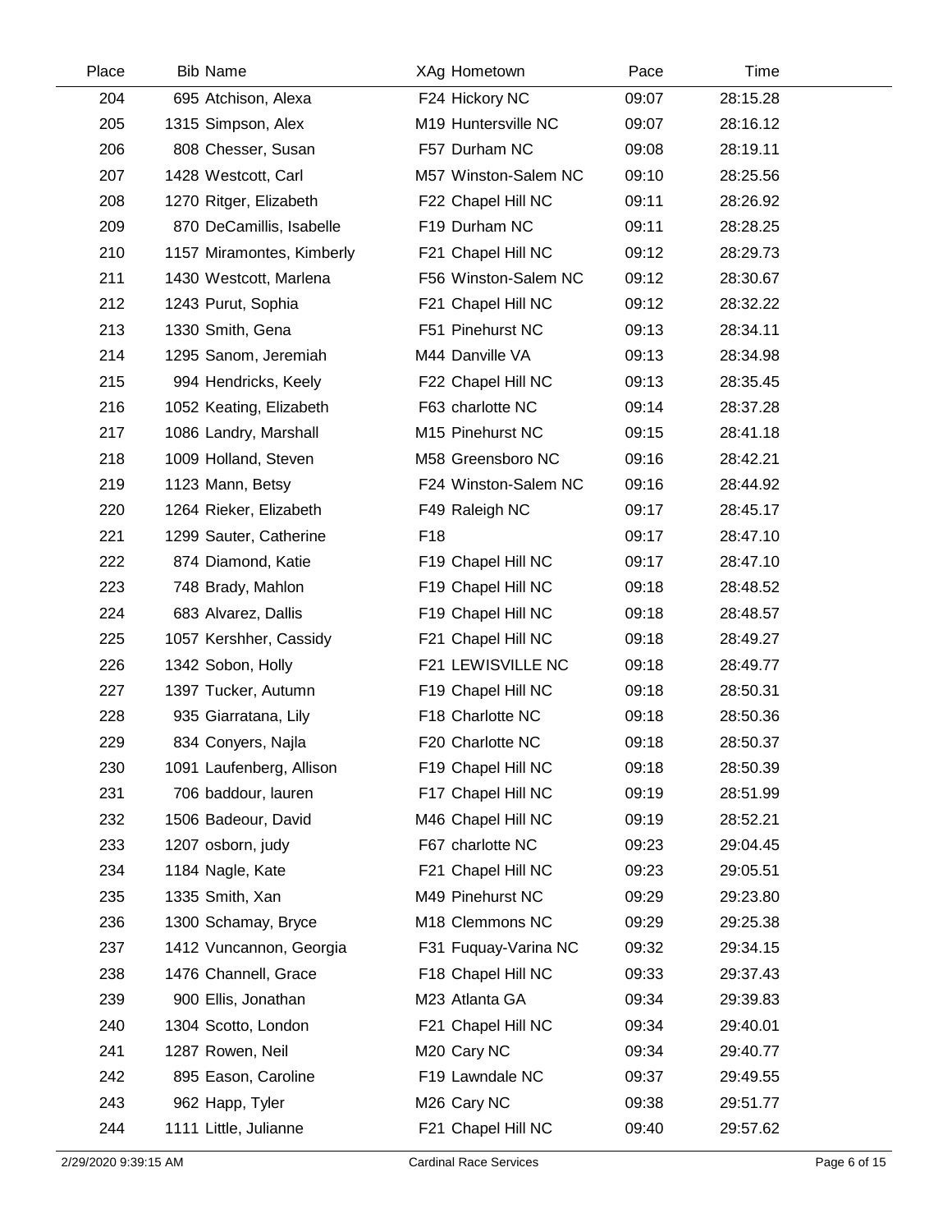| Place | Bib | Name | XAg | Hometown | Pace | Time |
|---|---|---|---|---|---|---|
| 204 | 695 | Atchison, Alexa | F24 | Hickory NC | 09:07 | 28:15.28 |
| 205 | 1315 | Simpson, Alex | M19 | Huntersville NC | 09:07 | 28:16.12 |
| 206 | 808 | Chesser, Susan | F57 | Durham NC | 09:08 | 28:19.11 |
| 207 | 1428 | Westcott, Carl | M57 | Winston-Salem NC | 09:10 | 28:25.56 |
| 208 | 1270 | Ritger, Elizabeth | F22 | Chapel Hill NC | 09:11 | 28:26.92 |
| 209 | 870 | DeCamillis, Isabelle | F19 | Durham NC | 09:11 | 28:28.25 |
| 210 | 1157 | Miramontes, Kimberly | F21 | Chapel Hill NC | 09:12 | 28:29.73 |
| 211 | 1430 | Westcott, Marlena | F56 | Winston-Salem NC | 09:12 | 28:30.67 |
| 212 | 1243 | Purut, Sophia | F21 | Chapel Hill NC | 09:12 | 28:32.22 |
| 213 | 1330 | Smith, Gena | F51 | Pinehurst NC | 09:13 | 28:34.11 |
| 214 | 1295 | Sanom, Jeremiah | M44 | Danville VA | 09:13 | 28:34.98 |
| 215 | 994 | Hendricks, Keely | F22 | Chapel Hill NC | 09:13 | 28:35.45 |
| 216 | 1052 | Keating, Elizabeth | F63 | charlotte NC | 09:14 | 28:37.28 |
| 217 | 1086 | Landry, Marshall | M15 | Pinehurst NC | 09:15 | 28:41.18 |
| 218 | 1009 | Holland, Steven | M58 | Greensboro NC | 09:16 | 28:42.21 |
| 219 | 1123 | Mann, Betsy | F24 | Winston-Salem NC | 09:16 | 28:44.92 |
| 220 | 1264 | Rieker, Elizabeth | F49 | Raleigh NC | 09:17 | 28:45.17 |
| 221 | 1299 | Sauter, Catherine | F18 | | 09:17 | 28:47.10 |
| 222 | 874 | Diamond, Katie | F19 | Chapel Hill NC | 09:17 | 28:47.10 |
| 223 | 748 | Brady, Mahlon | F19 | Chapel Hill NC | 09:18 | 28:48.52 |
| 224 | 683 | Alvarez, Dallis | F19 | Chapel Hill NC | 09:18 | 28:48.57 |
| 225 | 1057 | Kershher, Cassidy | F21 | Chapel Hill NC | 09:18 | 28:49.27 |
| 226 | 1342 | Sobon, Holly | F21 | LEWISVILLE NC | 09:18 | 28:49.77 |
| 227 | 1397 | Tucker, Autumn | F19 | Chapel Hill NC | 09:18 | 28:50.31 |
| 228 | 935 | Giarratana, Lily | F18 | Charlotte NC | 09:18 | 28:50.36 |
| 229 | 834 | Conyers, Najla | F20 | Charlotte NC | 09:18 | 28:50.37 |
| 230 | 1091 | Laufenberg, Allison | F19 | Chapel Hill NC | 09:18 | 28:50.39 |
| 231 | 706 | baddour, lauren | F17 | Chapel Hill NC | 09:19 | 28:51.99 |
| 232 | 1506 | Badeour, David | M46 | Chapel Hill NC | 09:19 | 28:52.21 |
| 233 | 1207 | osborn, judy | F67 | charlotte NC | 09:23 | 29:04.45 |
| 234 | 1184 | Nagle, Kate | F21 | Chapel Hill NC | 09:23 | 29:05.51 |
| 235 | 1335 | Smith, Xan | M49 | Pinehurst NC | 09:29 | 29:23.80 |
| 236 | 1300 | Schamay, Bryce | M18 | Clemmons NC | 09:29 | 29:25.38 |
| 237 | 1412 | Vuncannon, Georgia | F31 | Fuquay-Varina NC | 09:32 | 29:34.15 |
| 238 | 1476 | Channell, Grace | F18 | Chapel Hill NC | 09:33 | 29:37.43 |
| 239 | 900 | Ellis, Jonathan | M23 | Atlanta GA | 09:34 | 29:39.83 |
| 240 | 1304 | Scotto, London | F21 | Chapel Hill NC | 09:34 | 29:40.01 |
| 241 | 1287 | Rowen, Neil | M20 | Cary NC | 09:34 | 29:40.77 |
| 242 | 895 | Eason, Caroline | F19 | Lawndale NC | 09:37 | 29:49.55 |
| 243 | 962 | Happ, Tyler | M26 | Cary NC | 09:38 | 29:51.77 |
| 244 | 1111 | Little, Julianne | F21 | Chapel Hill NC | 09:40 | 29:57.62 |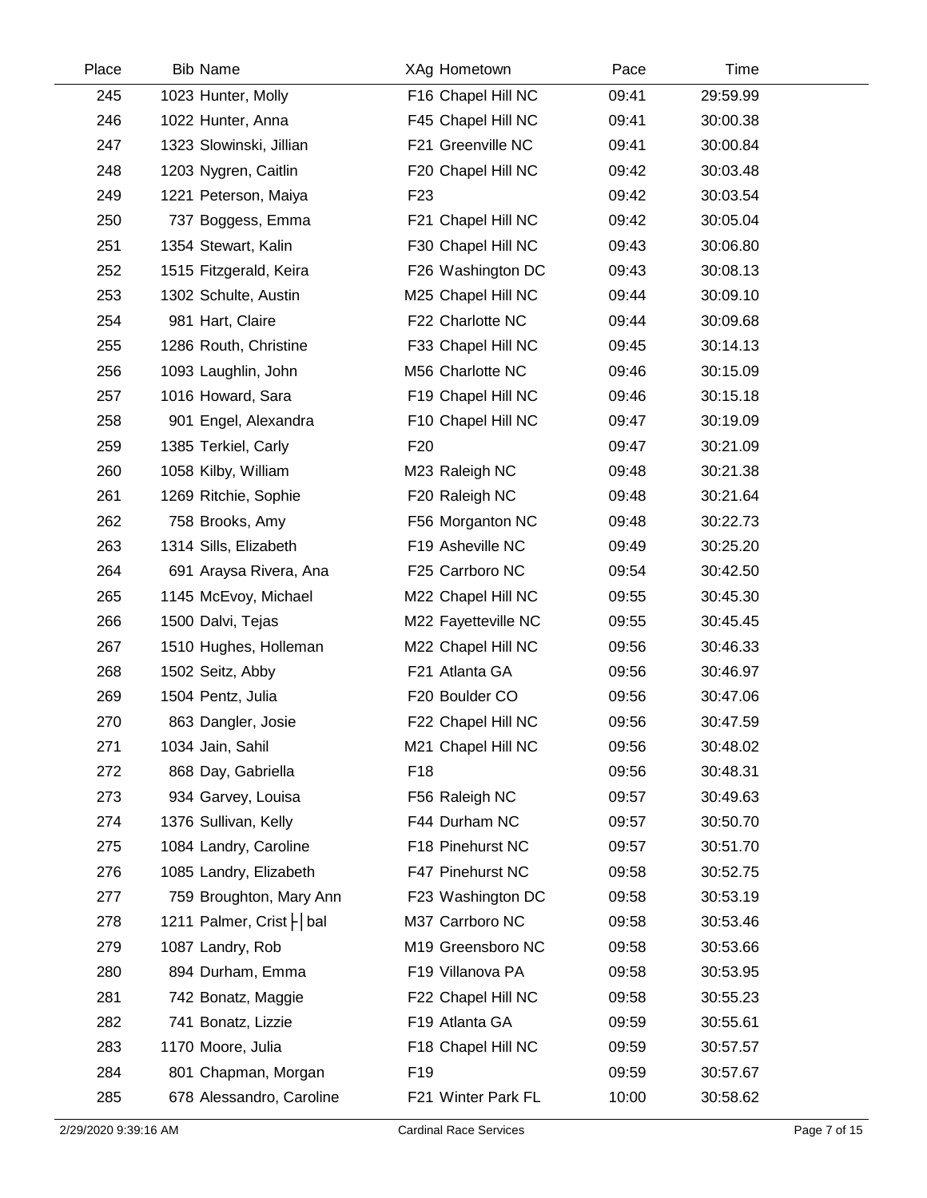| Place | Bib | Name | XAg | Hometown | Pace | Time |
|---|---|---|---|---|---|---|
| 245 | 1023 | Hunter, Molly | F16 | Chapel Hill NC | 09:41 | 29:59.99 |
| 246 | 1022 | Hunter, Anna | F45 | Chapel Hill NC | 09:41 | 30:00.38 |
| 247 | 1323 | Slowinski, Jillian | F21 | Greenville NC | 09:41 | 30:00.84 |
| 248 | 1203 | Nygren, Caitlin | F20 | Chapel Hill NC | 09:42 | 30:03.48 |
| 249 | 1221 | Peterson, Maiya | F23 | | 09:42 | 30:03.54 |
| 250 | 737 | Boggess, Emma | F21 | Chapel Hill NC | 09:42 | 30:05.04 |
| 251 | 1354 | Stewart, Kalin | F30 | Chapel Hill NC | 09:43 | 30:06.80 |
| 252 | 1515 | Fitzgerald, Keira | F26 | Washington DC | 09:43 | 30:08.13 |
| 253 | 1302 | Schulte, Austin | M25 | Chapel Hill NC | 09:44 | 30:09.10 |
| 254 | 981 | Hart, Claire | F22 | Charlotte NC | 09:44 | 30:09.68 |
| 255 | 1286 | Routh, Christine | F33 | Chapel Hill NC | 09:45 | 30:14.13 |
| 256 | 1093 | Laughlin, John | M56 | Charlotte NC | 09:46 | 30:15.09 |
| 257 | 1016 | Howard, Sara | F19 | Chapel Hill NC | 09:46 | 30:15.18 |
| 258 | 901 | Engel, Alexandra | F10 | Chapel Hill NC | 09:47 | 30:19.09 |
| 259 | 1385 | Terkiel, Carly | F20 | | 09:47 | 30:21.09 |
| 260 | 1058 | Kilby, William | M23 | Raleigh NC | 09:48 | 30:21.38 |
| 261 | 1269 | Ritchie, Sophie | F20 | Raleigh NC | 09:48 | 30:21.64 |
| 262 | 758 | Brooks, Amy | F56 | Morganton NC | 09:48 | 30:22.73 |
| 263 | 1314 | Sills, Elizabeth | F19 | Asheville NC | 09:49 | 30:25.20 |
| 264 | 691 | Araysa Rivera, Ana | F25 | Carrboro NC | 09:54 | 30:42.50 |
| 265 | 1145 | McEvoy, Michael | M22 | Chapel Hill NC | 09:55 | 30:45.30 |
| 266 | 1500 | Dalvi, Tejas | M22 | Fayetteville NC | 09:55 | 30:45.45 |
| 267 | 1510 | Hughes, Holleman | M22 | Chapel Hill NC | 09:56 | 30:46.33 |
| 268 | 1502 | Seitz, Abby | F21 | Atlanta GA | 09:56 | 30:46.97 |
| 269 | 1504 | Pentz, Julia | F20 | Boulder CO | 09:56 | 30:47.06 |
| 270 | 863 | Dangler, Josie | F22 | Chapel Hill NC | 09:56 | 30:47.59 |
| 271 | 1034 | Jain, Sahil | M21 | Chapel Hill NC | 09:56 | 30:48.02 |
| 272 | 868 | Day, Gabriella | F18 | | 09:56 | 30:48.31 |
| 273 | 934 | Garvey, Louisa | F56 | Raleigh NC | 09:57 | 30:49.63 |
| 274 | 1376 | Sullivan, Kelly | F44 | Durham NC | 09:57 | 30:50.70 |
| 275 | 1084 | Landry, Caroline | F18 | Pinehurst NC | 09:57 | 30:51.70 |
| 276 | 1085 | Landry, Elizabeth | F47 | Pinehurst NC | 09:58 | 30:52.75 |
| 277 | 759 | Broughton, Mary Ann | F23 | Washington DC | 09:58 | 30:53.19 |
| 278 | 1211 | Palmer, Crist├│bal | M37 | Carrboro NC | 09:58 | 30:53.46 |
| 279 | 1087 | Landry, Rob | M19 | Greensboro NC | 09:58 | 30:53.66 |
| 280 | 894 | Durham, Emma | F19 | Villanova PA | 09:58 | 30:53.95 |
| 281 | 742 | Bonatz, Maggie | F22 | Chapel Hill NC | 09:58 | 30:55.23 |
| 282 | 741 | Bonatz, Lizzie | F19 | Atlanta GA | 09:59 | 30:55.61 |
| 283 | 1170 | Moore, Julia | F18 | Chapel Hill NC | 09:59 | 30:57.57 |
| 284 | 801 | Chapman, Morgan | F19 | | 09:59 | 30:57.67 |
| 285 | 678 | Alessandro, Caroline | F21 | Winter Park FL | 10:00 | 30:58.62 |

2/29/2020 9:39:16 AM Cardinal Race Services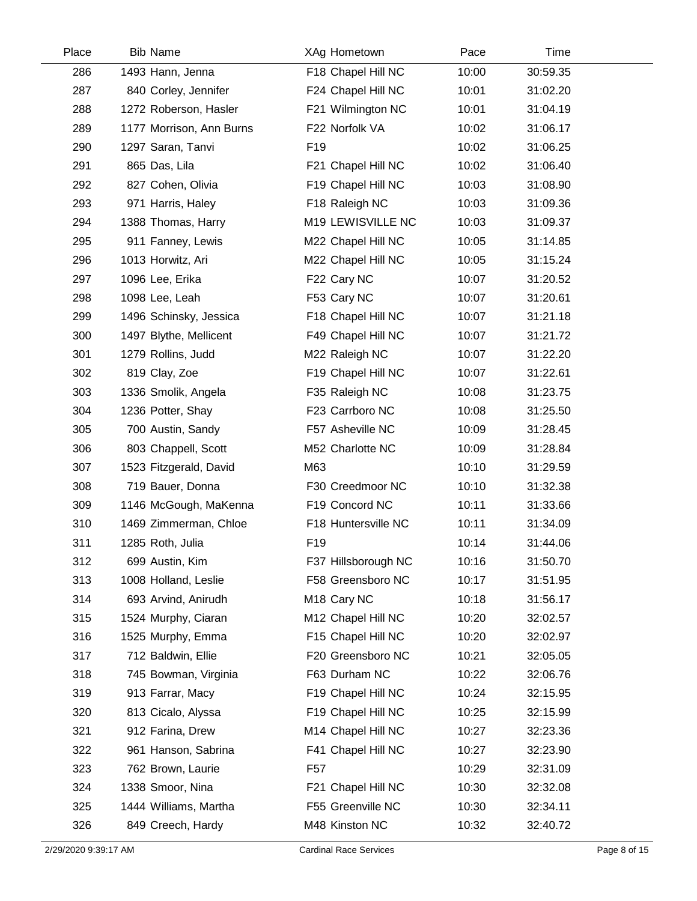| Place | Bib | Name | XAg | Hometown | Pace | Time |
|---|---|---|---|---|---|---|
| 286 | 1493 | Hann, Jenna | F18 | Chapel Hill NC | 10:00 | 30:59.35 |
| 287 | 840 | Corley, Jennifer | F24 | Chapel Hill NC | 10:01 | 31:02.20 |
| 288 | 1272 | Roberson, Hasler | F21 | Wilmington NC | 10:01 | 31:04.19 |
| 289 | 1177 | Morrison, Ann Burns | F22 | Norfolk VA | 10:02 | 31:06.17 |
| 290 | 1297 | Saran, Tanvi | F19 | | 10:02 | 31:06.25 |
| 291 | 865 | Das, Lila | F21 | Chapel Hill NC | 10:02 | 31:06.40 |
| 292 | 827 | Cohen, Olivia | F19 | Chapel Hill NC | 10:03 | 31:08.90 |
| 293 | 971 | Harris, Haley | F18 | Raleigh NC | 10:03 | 31:09.36 |
| 294 | 1388 | Thomas, Harry | M19 | LEWISVILLE NC | 10:03 | 31:09.37 |
| 295 | 911 | Fanney, Lewis | M22 | Chapel Hill NC | 10:05 | 31:14.85 |
| 296 | 1013 | Horwitz, Ari | M22 | Chapel Hill NC | 10:05 | 31:15.24 |
| 297 | 1096 | Lee, Erika | F22 | Cary NC | 10:07 | 31:20.52 |
| 298 | 1098 | Lee, Leah | F53 | Cary NC | 10:07 | 31:20.61 |
| 299 | 1496 | Schinsky, Jessica | F18 | Chapel Hill NC | 10:07 | 31:21.18 |
| 300 | 1497 | Blythe, Mellicent | F49 | Chapel Hill NC | 10:07 | 31:21.72 |
| 301 | 1279 | Rollins, Judd | M22 | Raleigh NC | 10:07 | 31:22.20 |
| 302 | 819 | Clay, Zoe | F19 | Chapel Hill NC | 10:07 | 31:22.61 |
| 303 | 1336 | Smolik, Angela | F35 | Raleigh NC | 10:08 | 31:23.75 |
| 304 | 1236 | Potter, Shay | F23 | Carrboro NC | 10:08 | 31:25.50 |
| 305 | 700 | Austin, Sandy | F57 | Asheville NC | 10:09 | 31:28.45 |
| 306 | 803 | Chappell, Scott | M52 | Charlotte NC | 10:09 | 31:28.84 |
| 307 | 1523 | Fitzgerald, David | M63 | | 10:10 | 31:29.59 |
| 308 | 719 | Bauer, Donna | F30 | Creedmoor NC | 10:10 | 31:32.38 |
| 309 | 1146 | McGough, MaKenna | F19 | Concord NC | 10:11 | 31:33.66 |
| 310 | 1469 | Zimmerman, Chloe | F18 | Huntersville NC | 10:11 | 31:34.09 |
| 311 | 1285 | Roth, Julia | F19 | | 10:14 | 31:44.06 |
| 312 | 699 | Austin, Kim | F37 | Hillsborough NC | 10:16 | 31:50.70 |
| 313 | 1008 | Holland, Leslie | F58 | Greensboro NC | 10:17 | 31:51.95 |
| 314 | 693 | Arvind, Anirudh | M18 | Cary NC | 10:18 | 31:56.17 |
| 315 | 1524 | Murphy, Ciaran | M12 | Chapel Hill NC | 10:20 | 32:02.57 |
| 316 | 1525 | Murphy, Emma | F15 | Chapel Hill NC | 10:20 | 32:02.97 |
| 317 | 712 | Baldwin, Ellie | F20 | Greensboro NC | 10:21 | 32:05.05 |
| 318 | 745 | Bowman, Virginia | F63 | Durham NC | 10:22 | 32:06.76 |
| 319 | 913 | Farrar, Macy | F19 | Chapel Hill NC | 10:24 | 32:15.95 |
| 320 | 813 | Cicalo, Alyssa | F19 | Chapel Hill NC | 10:25 | 32:15.99 |
| 321 | 912 | Farina, Drew | M14 | Chapel Hill NC | 10:27 | 32:23.36 |
| 322 | 961 | Hanson, Sabrina | F41 | Chapel Hill NC | 10:27 | 32:23.90 |
| 323 | 762 | Brown, Laurie | F57 | | 10:29 | 32:31.09 |
| 324 | 1338 | Smoor, Nina | F21 | Chapel Hill NC | 10:30 | 32:32.08 |
| 325 | 1444 | Williams, Martha | F55 | Greenville NC | 10:30 | 32:34.11 |
| 326 | 849 | Creech, Hardy | M48 | Kinston NC | 10:32 | 32:40.72 |

2/29/2020 9:39:17 AM Cardinal Race Services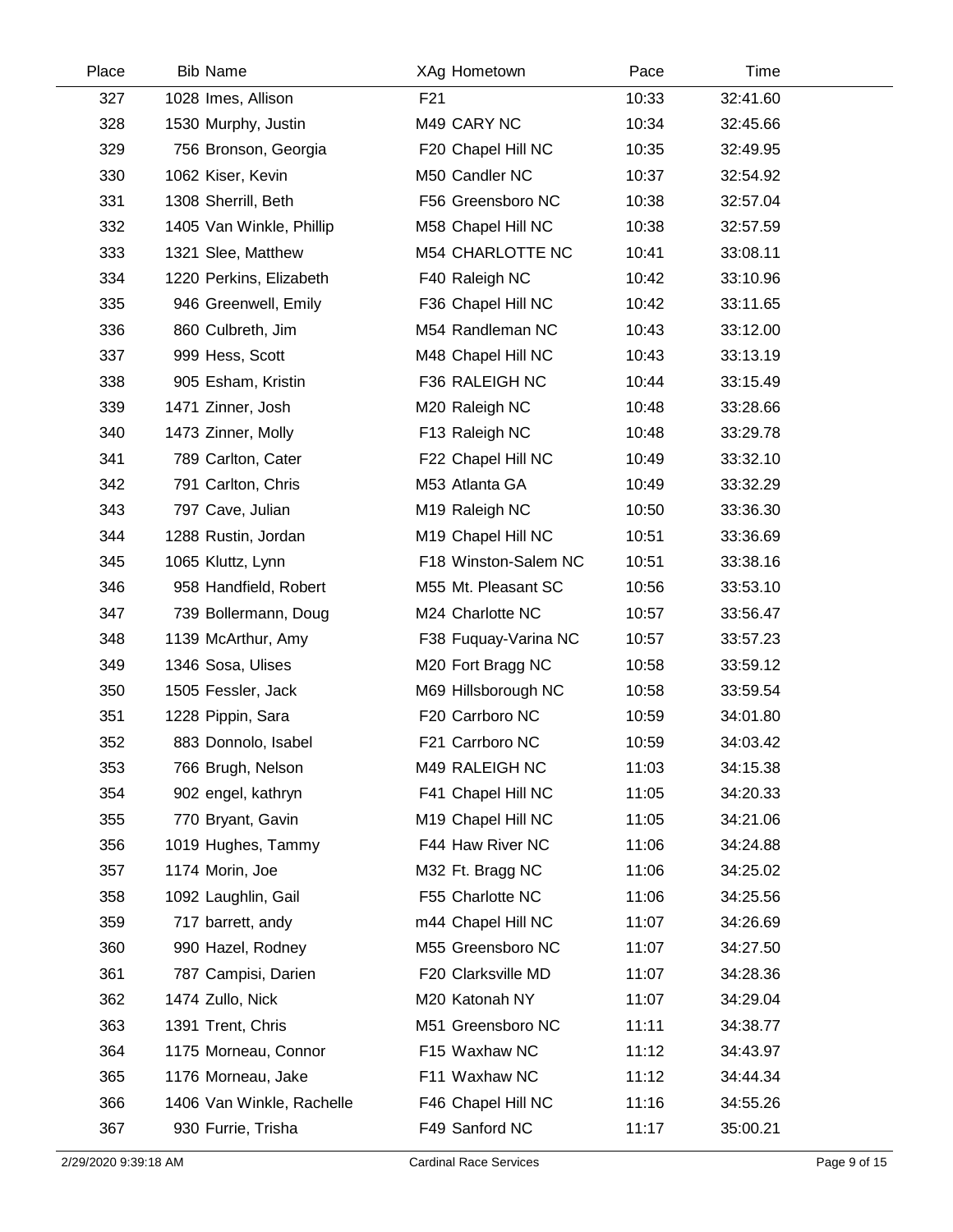| Place | Bib | Name | XAg | Hometown | Pace | Time |
|---|---|---|---|---|---|---|
| 327 | 1028 | Imes, Allison | F21 | | 10:33 | 32:41.60 |
| 328 | 1530 | Murphy, Justin | M49 | CARY NC | 10:34 | 32:45.66 |
| 329 | 756 | Bronson, Georgia | F20 | Chapel Hill NC | 10:35 | 32:49.95 |
| 330 | 1062 | Kiser, Kevin | M50 | Candler NC | 10:37 | 32:54.92 |
| 331 | 1308 | Sherrill, Beth | F56 | Greensboro NC | 10:38 | 32:57.04 |
| 332 | 1405 | Van Winkle, Phillip | M58 | Chapel Hill NC | 10:38 | 32:57.59 |
| 333 | 1321 | Slee, Matthew | M54 | CHARLOTTE NC | 10:41 | 33:08.11 |
| 334 | 1220 | Perkins, Elizabeth | F40 | Raleigh NC | 10:42 | 33:10.96 |
| 335 | 946 | Greenwell, Emily | F36 | Chapel Hill NC | 10:42 | 33:11.65 |
| 336 | 860 | Culbreth, Jim | M54 | Randleman NC | 10:43 | 33:12.00 |
| 337 | 999 | Hess, Scott | M48 | Chapel Hill NC | 10:43 | 33:13.19 |
| 338 | 905 | Esham, Kristin | F36 | RALEIGH NC | 10:44 | 33:15.49 |
| 339 | 1471 | Zinner, Josh | M20 | Raleigh NC | 10:48 | 33:28.66 |
| 340 | 1473 | Zinner, Molly | F13 | Raleigh NC | 10:48 | 33:29.78 |
| 341 | 789 | Carlton, Cater | F22 | Chapel Hill NC | 10:49 | 33:32.10 |
| 342 | 791 | Carlton, Chris | M53 | Atlanta GA | 10:49 | 33:32.29 |
| 343 | 797 | Cave, Julian | M19 | Raleigh NC | 10:50 | 33:36.30 |
| 344 | 1288 | Rustin, Jordan | M19 | Chapel Hill NC | 10:51 | 33:36.69 |
| 345 | 1065 | Kluttz, Lynn | F18 | Winston-Salem NC | 10:51 | 33:38.16 |
| 346 | 958 | Handfield, Robert | M55 | Mt. Pleasant SC | 10:56 | 33:53.10 |
| 347 | 739 | Bollermann, Doug | M24 | Charlotte NC | 10:57 | 33:56.47 |
| 348 | 1139 | McArthur, Amy | F38 | Fuquay-Varina NC | 10:57 | 33:57.23 |
| 349 | 1346 | Sosa, Ulises | M20 | Fort Bragg NC | 10:58 | 33:59.12 |
| 350 | 1505 | Fessler, Jack | M69 | Hillsborough NC | 10:58 | 33:59.54 |
| 351 | 1228 | Pippin, Sara | F20 | Carrboro NC | 10:59 | 34:01.80 |
| 352 | 883 | Donnolo, Isabel | F21 | Carrboro NC | 10:59 | 34:03.42 |
| 353 | 766 | Brugh, Nelson | M49 | RALEIGH NC | 11:03 | 34:15.38 |
| 354 | 902 | engel, kathryn | F41 | Chapel Hill NC | 11:05 | 34:20.33 |
| 355 | 770 | Bryant, Gavin | M19 | Chapel Hill NC | 11:05 | 34:21.06 |
| 356 | 1019 | Hughes, Tammy | F44 | Haw River NC | 11:06 | 34:24.88 |
| 357 | 1174 | Morin, Joe | M32 | Ft. Bragg NC | 11:06 | 34:25.02 |
| 358 | 1092 | Laughlin, Gail | F55 | Charlotte NC | 11:06 | 34:25.56 |
| 359 | 717 | barrett, andy | m44 | Chapel Hill NC | 11:07 | 34:26.69 |
| 360 | 990 | Hazel, Rodney | M55 | Greensboro NC | 11:07 | 34:27.50 |
| 361 | 787 | Campisi, Darien | F20 | Clarksville MD | 11:07 | 34:28.36 |
| 362 | 1474 | Zullo, Nick | M20 | Katonah NY | 11:07 | 34:29.04 |
| 363 | 1391 | Trent, Chris | M51 | Greensboro NC | 11:11 | 34:38.77 |
| 364 | 1175 | Morneau, Connor | F15 | Waxhaw NC | 11:12 | 34:43.97 |
| 365 | 1176 | Morneau, Jake | F11 | Waxhaw NC | 11:12 | 34:44.34 |
| 366 | 1406 | Van Winkle, Rachelle | F46 | Chapel Hill NC | 11:16 | 34:55.26 |
| 367 | 930 | Furrie, Trisha | F49 | Sanford NC | 11:17 | 35:00.21 |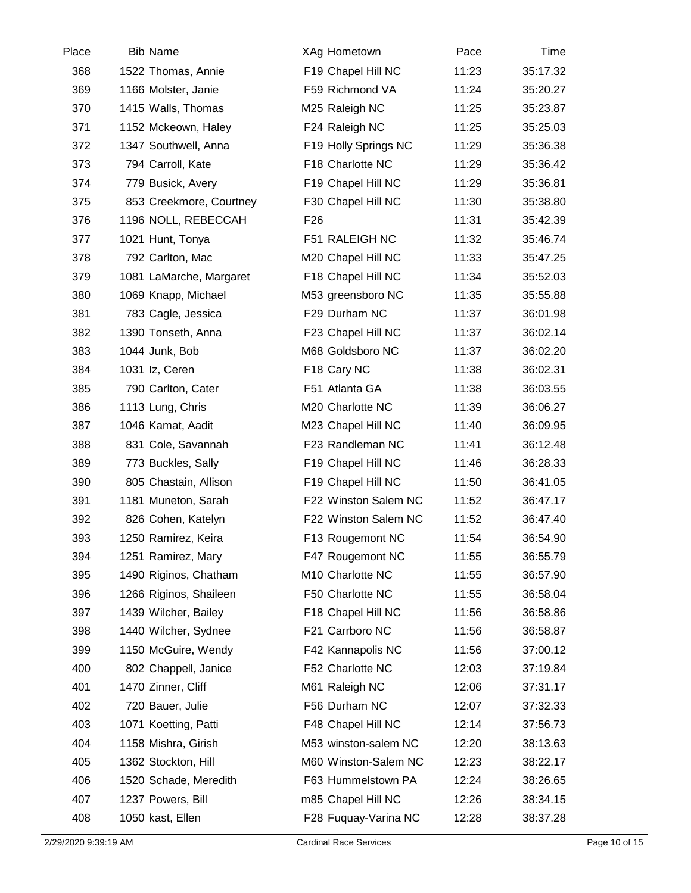| Place | Bib | Name | XAg | Hometown | Pace | Time |
|---|---|---|---|---|---|---|
| 368 | 1522 | Thomas, Annie | F19 | Chapel Hill NC | 11:23 | 35:17.32 |
| 369 | 1166 | Molster, Janie | F59 | Richmond VA | 11:24 | 35:20.27 |
| 370 | 1415 | Walls, Thomas | M25 | Raleigh NC | 11:25 | 35:23.87 |
| 371 | 1152 | Mckeown, Haley | F24 | Raleigh NC | 11:25 | 35:25.03 |
| 372 | 1347 | Southwell, Anna | F19 | Holly Springs NC | 11:29 | 35:36.38 |
| 373 | 794 | Carroll, Kate | F18 | Charlotte NC | 11:29 | 35:36.42 |
| 374 | 779 | Busick, Avery | F19 | Chapel Hill NC | 11:29 | 35:36.81 |
| 375 | 853 | Creekmore, Courtney | F30 | Chapel Hill NC | 11:30 | 35:38.80 |
| 376 | 1196 | NOLL, REBECCAH | F26 | | 11:31 | 35:42.39 |
| 377 | 1021 | Hunt, Tonya | F51 | RALEIGH NC | 11:32 | 35:46.74 |
| 378 | 792 | Carlton, Mac | M20 | Chapel Hill NC | 11:33 | 35:47.25 |
| 379 | 1081 | LaMarche, Margaret | F18 | Chapel Hill NC | 11:34 | 35:52.03 |
| 380 | 1069 | Knapp, Michael | M53 | greensboro NC | 11:35 | 35:55.88 |
| 381 | 783 | Cagle, Jessica | F29 | Durham NC | 11:37 | 36:01.98 |
| 382 | 1390 | Tonseth, Anna | F23 | Chapel Hill NC | 11:37 | 36:02.14 |
| 383 | 1044 | Junk, Bob | M68 | Goldsboro NC | 11:37 | 36:02.20 |
| 384 | 1031 | Iz, Ceren | F18 | Cary NC | 11:38 | 36:02.31 |
| 385 | 790 | Carlton, Cater | F51 | Atlanta GA | 11:38 | 36:03.55 |
| 386 | 1113 | Lung, Chris | M20 | Charlotte NC | 11:39 | 36:06.27 |
| 387 | 1046 | Kamat, Aadit | M23 | Chapel Hill NC | 11:40 | 36:09.95 |
| 388 | 831 | Cole, Savannah | F23 | Randleman NC | 11:41 | 36:12.48 |
| 389 | 773 | Buckles, Sally | F19 | Chapel Hill NC | 11:46 | 36:28.33 |
| 390 | 805 | Chastain, Allison | F19 | Chapel Hill NC | 11:50 | 36:41.05 |
| 391 | 1181 | Muneton, Sarah | F22 | Winston Salem NC | 11:52 | 36:47.17 |
| 392 | 826 | Cohen, Katelyn | F22 | Winston Salem NC | 11:52 | 36:47.40 |
| 393 | 1250 | Ramirez, Keira | F13 | Rougemont NC | 11:54 | 36:54.90 |
| 394 | 1251 | Ramirez, Mary | F47 | Rougemont NC | 11:55 | 36:55.79 |
| 395 | 1490 | Riginos, Chatham | M10 | Charlotte NC | 11:55 | 36:57.90 |
| 396 | 1266 | Riginos, Shaileen | F50 | Charlotte NC | 11:55 | 36:58.04 |
| 397 | 1439 | Wilcher, Bailey | F18 | Chapel Hill NC | 11:56 | 36:58.86 |
| 398 | 1440 | Wilcher, Sydnee | F21 | Carrboro NC | 11:56 | 36:58.87 |
| 399 | 1150 | McGuire, Wendy | F42 | Kannapolis NC | 11:56 | 37:00.12 |
| 400 | 802 | Chappell, Janice | F52 | Charlotte NC | 12:03 | 37:19.84 |
| 401 | 1470 | Zinner, Cliff | M61 | Raleigh NC | 12:06 | 37:31.17 |
| 402 | 720 | Bauer, Julie | F56 | Durham NC | 12:07 | 37:32.33 |
| 403 | 1071 | Koetting, Patti | F48 | Chapel Hill NC | 12:14 | 37:56.73 |
| 404 | 1158 | Mishra, Girish | M53 | winston-salem NC | 12:20 | 38:13.63 |
| 405 | 1362 | Stockton, Hill | M60 | Winston-Salem NC | 12:23 | 38:22.17 |
| 406 | 1520 | Schade, Meredith | F63 | Hummelstown PA | 12:24 | 38:26.65 |
| 407 | 1237 | Powers, Bill | m85 | Chapel Hill NC | 12:26 | 38:34.15 |
| 408 | 1050 | kast, Ellen | F28 | Fuquay-Varina NC | 12:28 | 38:37.28 |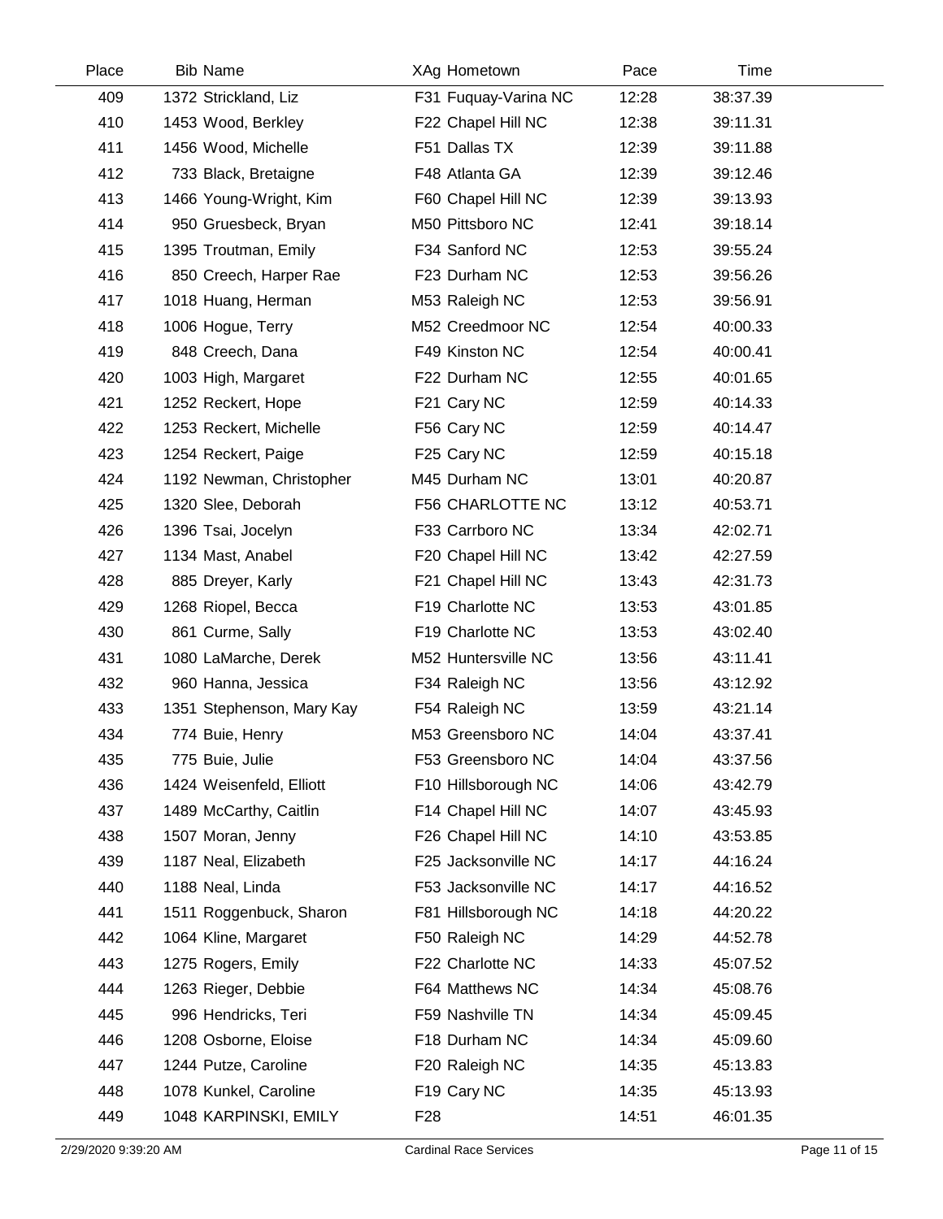| Place | Bib | Name | XAg | Hometown | Pace | Time |
|---|---|---|---|---|---|---|
| 409 | 1372 | Strickland, Liz | F31 | Fuquay-Varina NC | 12:28 | 38:37.39 |
| 410 | 1453 | Wood, Berkley | F22 | Chapel Hill NC | 12:38 | 39:11.31 |
| 411 | 1456 | Wood, Michelle | F51 | Dallas TX | 12:39 | 39:11.88 |
| 412 | 733 | Black, Bretaigne | F48 | Atlanta GA | 12:39 | 39:12.46 |
| 413 | 1466 | Young-Wright, Kim | F60 | Chapel Hill NC | 12:39 | 39:13.93 |
| 414 | 950 | Gruesbeck, Bryan | M50 | Pittsboro NC | 12:41 | 39:18.14 |
| 415 | 1395 | Troutman, Emily | F34 | Sanford NC | 12:53 | 39:55.24 |
| 416 | 850 | Creech, Harper Rae | F23 | Durham NC | 12:53 | 39:56.26 |
| 417 | 1018 | Huang, Herman | M53 | Raleigh NC | 12:53 | 39:56.91 |
| 418 | 1006 | Hogue, Terry | M52 | Creedmoor NC | 12:54 | 40:00.33 |
| 419 | 848 | Creech, Dana | F49 | Kinston NC | 12:54 | 40:00.41 |
| 420 | 1003 | High, Margaret | F22 | Durham NC | 12:55 | 40:01.65 |
| 421 | 1252 | Reckert, Hope | F21 | Cary NC | 12:59 | 40:14.33 |
| 422 | 1253 | Reckert, Michelle | F56 | Cary NC | 12:59 | 40:14.47 |
| 423 | 1254 | Reckert, Paige | F25 | Cary NC | 12:59 | 40:15.18 |
| 424 | 1192 | Newman, Christopher | M45 | Durham NC | 13:01 | 40:20.87 |
| 425 | 1320 | Slee, Deborah | F56 | CHARLOTTE NC | 13:12 | 40:53.71 |
| 426 | 1396 | Tsai, Jocelyn | F33 | Carrboro NC | 13:34 | 42:02.71 |
| 427 | 1134 | Mast, Anabel | F20 | Chapel Hill NC | 13:42 | 42:27.59 |
| 428 | 885 | Dreyer, Karly | F21 | Chapel Hill NC | 13:43 | 42:31.73 |
| 429 | 1268 | Riopel, Becca | F19 | Charlotte NC | 13:53 | 43:01.85 |
| 430 | 861 | Curme, Sally | F19 | Charlotte NC | 13:53 | 43:02.40 |
| 431 | 1080 | LaMarche, Derek | M52 | Huntersville NC | 13:56 | 43:11.41 |
| 432 | 960 | Hanna, Jessica | F34 | Raleigh NC | 13:56 | 43:12.92 |
| 433 | 1351 | Stephenson, Mary Kay | F54 | Raleigh NC | 13:59 | 43:21.14 |
| 434 | 774 | Buie, Henry | M53 | Greensboro NC | 14:04 | 43:37.41 |
| 435 | 775 | Buie, Julie | F53 | Greensboro NC | 14:04 | 43:37.56 |
| 436 | 1424 | Weisenfeld, Elliott | F10 | Hillsborough NC | 14:06 | 43:42.79 |
| 437 | 1489 | McCarthy, Caitlin | F14 | Chapel Hill NC | 14:07 | 43:45.93 |
| 438 | 1507 | Moran, Jenny | F26 | Chapel Hill NC | 14:10 | 43:53.85 |
| 439 | 1187 | Neal, Elizabeth | F25 | Jacksonville NC | 14:17 | 44:16.24 |
| 440 | 1188 | Neal, Linda | F53 | Jacksonville NC | 14:17 | 44:16.52 |
| 441 | 1511 | Roggenbuck, Sharon | F81 | Hillsborough NC | 14:18 | 44:20.22 |
| 442 | 1064 | Kline, Margaret | F50 | Raleigh NC | 14:29 | 44:52.78 |
| 443 | 1275 | Rogers, Emily | F22 | Charlotte NC | 14:33 | 45:07.52 |
| 444 | 1263 | Rieger, Debbie | F64 | Matthews NC | 14:34 | 45:08.76 |
| 445 | 996 | Hendricks, Teri | F59 | Nashville TN | 14:34 | 45:09.45 |
| 446 | 1208 | Osborne, Eloise | F18 | Durham NC | 14:34 | 45:09.60 |
| 447 | 1244 | Putze, Caroline | F20 | Raleigh NC | 14:35 | 45:13.83 |
| 448 | 1078 | Kunkel, Caroline | F19 | Cary NC | 14:35 | 45:13.93 |
| 449 | 1048 | KARPINSKI, EMILY | F28 | | 14:51 | 46:01.35 |

2/29/2020 9:39:20 AM Cardinal Race Services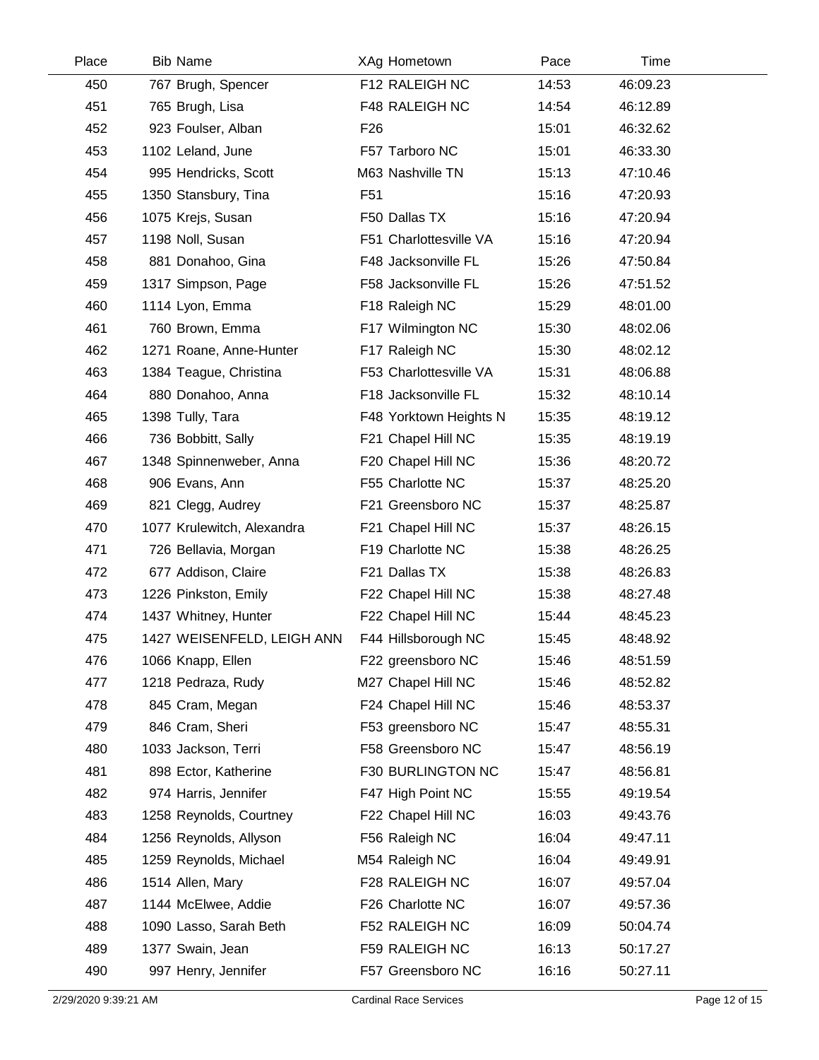| Place | Bib | Name | XAg | Hometown | Pace | Time |
|---|---|---|---|---|---|---|
| 450 | 767 | Brugh, Spencer | F12 | RALEIGH NC | 14:53 | 46:09.23 |
| 451 | 765 | Brugh, Lisa | F48 | RALEIGH NC | 14:54 | 46:12.89 |
| 452 | 923 | Foulser, Alban | F26 | | 15:01 | 46:32.62 |
| 453 | 1102 | Leland, June | F57 | Tarboro NC | 15:01 | 46:33.30 |
| 454 | 995 | Hendricks, Scott | M63 | Nashville TN | 15:13 | 47:10.46 |
| 455 | 1350 | Stansbury, Tina | F51 | | 15:16 | 47:20.93 |
| 456 | 1075 | Krejs, Susan | F50 | Dallas TX | 15:16 | 47:20.94 |
| 457 | 1198 | Noll, Susan | F51 | Charlottesville VA | 15:16 | 47:20.94 |
| 458 | 881 | Donahoo, Gina | F48 | Jacksonville FL | 15:26 | 47:50.84 |
| 459 | 1317 | Simpson, Page | F58 | Jacksonville FL | 15:26 | 47:51.52 |
| 460 | 1114 | Lyon, Emma | F18 | Raleigh NC | 15:29 | 48:01.00 |
| 461 | 760 | Brown, Emma | F17 | Wilmington NC | 15:30 | 48:02.06 |
| 462 | 1271 | Roane, Anne-Hunter | F17 | Raleigh NC | 15:30 | 48:02.12 |
| 463 | 1384 | Teague, Christina | F53 | Charlottesville VA | 15:31 | 48:06.88 |
| 464 | 880 | Donahoo, Anna | F18 | Jacksonville FL | 15:32 | 48:10.14 |
| 465 | 1398 | Tully, Tara | F48 | Yorktown Heights N | 15:35 | 48:19.12 |
| 466 | 736 | Bobbitt, Sally | F21 | Chapel Hill NC | 15:35 | 48:19.19 |
| 467 | 1348 | Spinnenweber, Anna | F20 | Chapel Hill NC | 15:36 | 48:20.72 |
| 468 | 906 | Evans, Ann | F55 | Charlotte NC | 15:37 | 48:25.20 |
| 469 | 821 | Clegg, Audrey | F21 | Greensboro NC | 15:37 | 48:25.87 |
| 470 | 1077 | Krulewitch, Alexandra | F21 | Chapel Hill NC | 15:37 | 48:26.15 |
| 471 | 726 | Bellavia, Morgan | F19 | Charlotte NC | 15:38 | 48:26.25 |
| 472 | 677 | Addison, Claire | F21 | Dallas TX | 15:38 | 48:26.83 |
| 473 | 1226 | Pinkston, Emily | F22 | Chapel Hill NC | 15:38 | 48:27.48 |
| 474 | 1437 | Whitney, Hunter | F22 | Chapel Hill NC | 15:44 | 48:45.23 |
| 475 | 1427 | WEISENFELD, LEIGH ANN | F44 | Hillsborough NC | 15:45 | 48:48.92 |
| 476 | 1066 | Knapp, Ellen | F22 | greensboro NC | 15:46 | 48:51.59 |
| 477 | 1218 | Pedraza, Rudy | M27 | Chapel Hill NC | 15:46 | 48:52.82 |
| 478 | 845 | Cram, Megan | F24 | Chapel Hill NC | 15:46 | 48:53.37 |
| 479 | 846 | Cram, Sheri | F53 | greensboro NC | 15:47 | 48:55.31 |
| 480 | 1033 | Jackson, Terri | F58 | Greensboro NC | 15:47 | 48:56.19 |
| 481 | 898 | Ector, Katherine | F30 | BURLINGTON NC | 15:47 | 48:56.81 |
| 482 | 974 | Harris, Jennifer | F47 | High Point NC | 15:55 | 49:19.54 |
| 483 | 1258 | Reynolds, Courtney | F22 | Chapel Hill NC | 16:03 | 49:43.76 |
| 484 | 1256 | Reynolds, Allyson | F56 | Raleigh NC | 16:04 | 49:47.11 |
| 485 | 1259 | Reynolds, Michael | M54 | Raleigh NC | 16:04 | 49:49.91 |
| 486 | 1514 | Allen, Mary | F28 | RALEIGH NC | 16:07 | 49:57.04 |
| 487 | 1144 | McElwee, Addie | F26 | Charlotte NC | 16:07 | 49:57.36 |
| 488 | 1090 | Lasso, Sarah Beth | F52 | RALEIGH NC | 16:09 | 50:04.74 |
| 489 | 1377 | Swain, Jean | F59 | RALEIGH NC | 16:13 | 50:17.27 |
| 490 | 997 | Henry, Jennifer | F57 | Greensboro NC | 16:16 | 50:27.11 |

2/29/2020 9:39:21 AM

Cardinal Race Services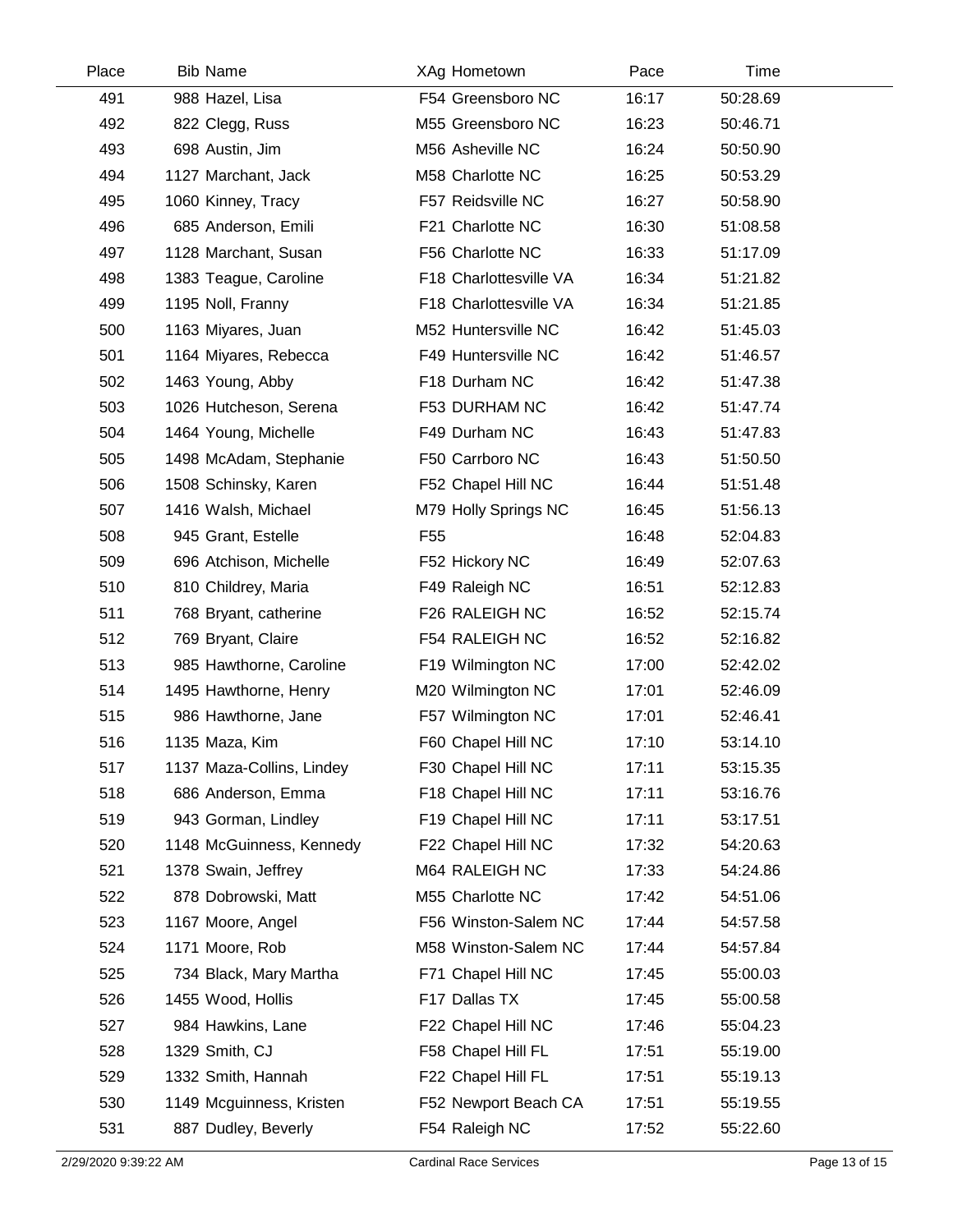| Place | Bib | Name | XAg | Hometown | Pace | Time |
|---|---|---|---|---|---|---|
| 491 | 988 | Hazel, Lisa | F54 | Greensboro NC | 16:17 | 50:28.69 |
| 492 | 822 | Clegg, Russ | M55 | Greensboro NC | 16:23 | 50:46.71 |
| 493 | 698 | Austin, Jim | M56 | Asheville NC | 16:24 | 50:50.90 |
| 494 | 1127 | Marchant, Jack | M58 | Charlotte NC | 16:25 | 50:53.29 |
| 495 | 1060 | Kinney, Tracy | F57 | Reidsville NC | 16:27 | 50:58.90 |
| 496 | 685 | Anderson, Emili | F21 | Charlotte NC | 16:30 | 51:08.58 |
| 497 | 1128 | Marchant, Susan | F56 | Charlotte NC | 16:33 | 51:17.09 |
| 498 | 1383 | Teague, Caroline | F18 | Charlottesville VA | 16:34 | 51:21.82 |
| 499 | 1195 | Noll, Franny | F18 | Charlottesville VA | 16:34 | 51:21.85 |
| 500 | 1163 | Miyares, Juan | M52 | Huntersville NC | 16:42 | 51:45.03 |
| 501 | 1164 | Miyares, Rebecca | F49 | Huntersville NC | 16:42 | 51:46.57 |
| 502 | 1463 | Young, Abby | F18 | Durham NC | 16:42 | 51:47.38 |
| 503 | 1026 | Hutcheson, Serena | F53 | DURHAM NC | 16:42 | 51:47.74 |
| 504 | 1464 | Young, Michelle | F49 | Durham NC | 16:43 | 51:47.83 |
| 505 | 1498 | McAdam, Stephanie | F50 | Carrboro NC | 16:43 | 51:50.50 |
| 506 | 1508 | Schinsky, Karen | F52 | Chapel Hill NC | 16:44 | 51:51.48 |
| 507 | 1416 | Walsh, Michael | M79 | Holly Springs NC | 16:45 | 51:56.13 |
| 508 | 945 | Grant, Estelle | F55 | | 16:48 | 52:04.83 |
| 509 | 696 | Atchison, Michelle | F52 | Hickory NC | 16:49 | 52:07.63 |
| 510 | 810 | Childrey, Maria | F49 | Raleigh NC | 16:51 | 52:12.83 |
| 511 | 768 | Bryant, catherine | F26 | RALEIGH NC | 16:52 | 52:15.74 |
| 512 | 769 | Bryant, Claire | F54 | RALEIGH NC | 16:52 | 52:16.82 |
| 513 | 985 | Hawthorne, Caroline | F19 | Wilmington NC | 17:00 | 52:42.02 |
| 514 | 1495 | Hawthorne, Henry | M20 | Wilmington NC | 17:01 | 52:46.09 |
| 515 | 986 | Hawthorne, Jane | F57 | Wilmington NC | 17:01 | 52:46.41 |
| 516 | 1135 | Maza, Kim | F60 | Chapel Hill NC | 17:10 | 53:14.10 |
| 517 | 1137 | Maza-Collins, Lindey | F30 | Chapel Hill NC | 17:11 | 53:15.35 |
| 518 | 686 | Anderson, Emma | F18 | Chapel Hill NC | 17:11 | 53:16.76 |
| 519 | 943 | Gorman, Lindley | F19 | Chapel Hill NC | 17:11 | 53:17.51 |
| 520 | 1148 | McGuinness, Kennedy | F22 | Chapel Hill NC | 17:32 | 54:20.63 |
| 521 | 1378 | Swain, Jeffrey | M64 | RALEIGH NC | 17:33 | 54:24.86 |
| 522 | 878 | Dobrowski, Matt | M55 | Charlotte NC | 17:42 | 54:51.06 |
| 523 | 1167 | Moore, Angel | F56 | Winston-Salem NC | 17:44 | 54:57.58 |
| 524 | 1171 | Moore, Rob | M58 | Winston-Salem NC | 17:44 | 54:57.84 |
| 525 | 734 | Black, Mary Martha | F71 | Chapel Hill NC | 17:45 | 55:00.03 |
| 526 | 1455 | Wood, Hollis | F17 | Dallas TX | 17:45 | 55:00.58 |
| 527 | 984 | Hawkins, Lane | F22 | Chapel Hill NC | 17:46 | 55:04.23 |
| 528 | 1329 | Smith, CJ | F58 | Chapel Hill FL | 17:51 | 55:19.00 |
| 529 | 1332 | Smith, Hannah | F22 | Chapel Hill FL | 17:51 | 55:19.13 |
| 530 | 1149 | Mcguinness, Kristen | F52 | Newport Beach CA | 17:51 | 55:19.55 |
| 531 | 887 | Dudley, Beverly | F54 | Raleigh NC | 17:52 | 55:22.60 |

2/29/2020 9:39:22 AM Cardinal Race Services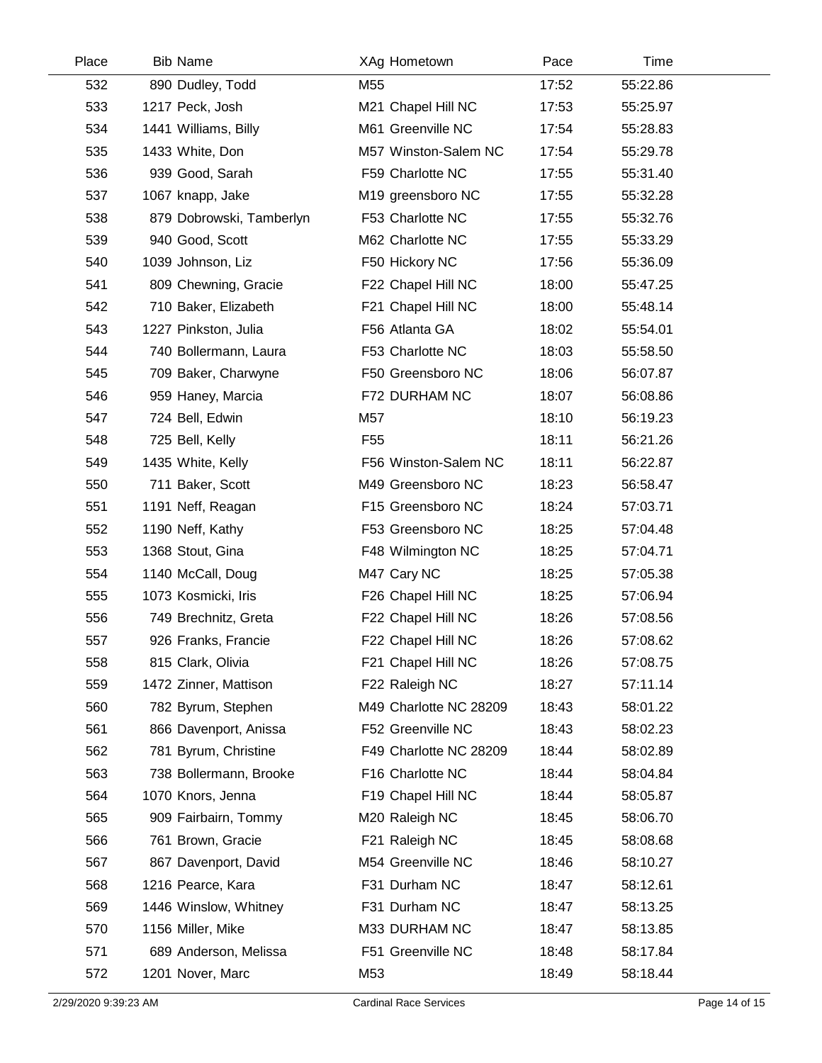| Place | Bib | Name | XAg | Hometown | Pace | Time |
|---|---|---|---|---|---|---|
| 532 | 890 | Dudley, Todd | M55 | | 17:52 | 55:22.86 |
| 533 | 1217 | Peck, Josh | M21 | Chapel Hill NC | 17:53 | 55:25.97 |
| 534 | 1441 | Williams, Billy | M61 | Greenville NC | 17:54 | 55:28.83 |
| 535 | 1433 | White, Don | M57 | Winston-Salem NC | 17:54 | 55:29.78 |
| 536 | 939 | Good, Sarah | F59 | Charlotte NC | 17:55 | 55:31.40 |
| 537 | 1067 | knapp, Jake | M19 | greensboro NC | 17:55 | 55:32.28 |
| 538 | 879 | Dobrowski, Tamberlyn | F53 | Charlotte NC | 17:55 | 55:32.76 |
| 539 | 940 | Good, Scott | M62 | Charlotte NC | 17:55 | 55:33.29 |
| 540 | 1039 | Johnson, Liz | F50 | Hickory NC | 17:56 | 55:36.09 |
| 541 | 809 | Chewning, Gracie | F22 | Chapel Hill NC | 18:00 | 55:47.25 |
| 542 | 710 | Baker, Elizabeth | F21 | Chapel Hill NC | 18:00 | 55:48.14 |
| 543 | 1227 | Pinkston, Julia | F56 | Atlanta GA | 18:02 | 55:54.01 |
| 544 | 740 | Bollermann, Laura | F53 | Charlotte NC | 18:03 | 55:58.50 |
| 545 | 709 | Baker, Charwyne | F50 | Greensboro NC | 18:06 | 56:07.87 |
| 546 | 959 | Haney, Marcia | F72 | DURHAM NC | 18:07 | 56:08.86 |
| 547 | 724 | Bell, Edwin | M57 | | 18:10 | 56:19.23 |
| 548 | 725 | Bell, Kelly | F55 | | 18:11 | 56:21.26 |
| 549 | 1435 | White, Kelly | F56 | Winston-Salem NC | 18:11 | 56:22.87 |
| 550 | 711 | Baker, Scott | M49 | Greensboro NC | 18:23 | 56:58.47 |
| 551 | 1191 | Neff, Reagan | F15 | Greensboro NC | 18:24 | 57:03.71 |
| 552 | 1190 | Neff, Kathy | F53 | Greensboro NC | 18:25 | 57:04.48 |
| 553 | 1368 | Stout, Gina | F48 | Wilmington NC | 18:25 | 57:04.71 |
| 554 | 1140 | McCall, Doug | M47 | Cary NC | 18:25 | 57:05.38 |
| 555 | 1073 | Kosmicki, Iris | F26 | Chapel Hill NC | 18:25 | 57:06.94 |
| 556 | 749 | Brechnitz, Greta | F22 | Chapel Hill NC | 18:26 | 57:08.56 |
| 557 | 926 | Franks, Francie | F22 | Chapel Hill NC | 18:26 | 57:08.62 |
| 558 | 815 | Clark, Olivia | F21 | Chapel Hill NC | 18:26 | 57:08.75 |
| 559 | 1472 | Zinner, Mattison | F22 | Raleigh NC | 18:27 | 57:11.14 |
| 560 | 782 | Byrum, Stephen | M49 | Charlotte NC 28209 | 18:43 | 58:01.22 |
| 561 | 866 | Davenport, Anissa | F52 | Greenville NC | 18:43 | 58:02.23 |
| 562 | 781 | Byrum, Christine | F49 | Charlotte NC 28209 | 18:44 | 58:02.89 |
| 563 | 738 | Bollermann, Brooke | F16 | Charlotte NC | 18:44 | 58:04.84 |
| 564 | 1070 | Knors, Jenna | F19 | Chapel Hill NC | 18:44 | 58:05.87 |
| 565 | 909 | Fairbairn, Tommy | M20 | Raleigh NC | 18:45 | 58:06.70 |
| 566 | 761 | Brown, Gracie | F21 | Raleigh NC | 18:45 | 58:08.68 |
| 567 | 867 | Davenport, David | M54 | Greenville NC | 18:46 | 58:10.27 |
| 568 | 1216 | Pearce, Kara | F31 | Durham NC | 18:47 | 58:12.61 |
| 569 | 1446 | Winslow, Whitney | F31 | Durham NC | 18:47 | 58:13.25 |
| 570 | 1156 | Miller, Mike | M33 | DURHAM NC | 18:47 | 58:13.85 |
| 571 | 689 | Anderson, Melissa | F51 | Greenville NC | 18:48 | 58:17.84 |
| 572 | 1201 | Nover, Marc | M53 | | 18:49 | 58:18.44 |

2/29/2020 9:39:23 AM    Cardinal Race Services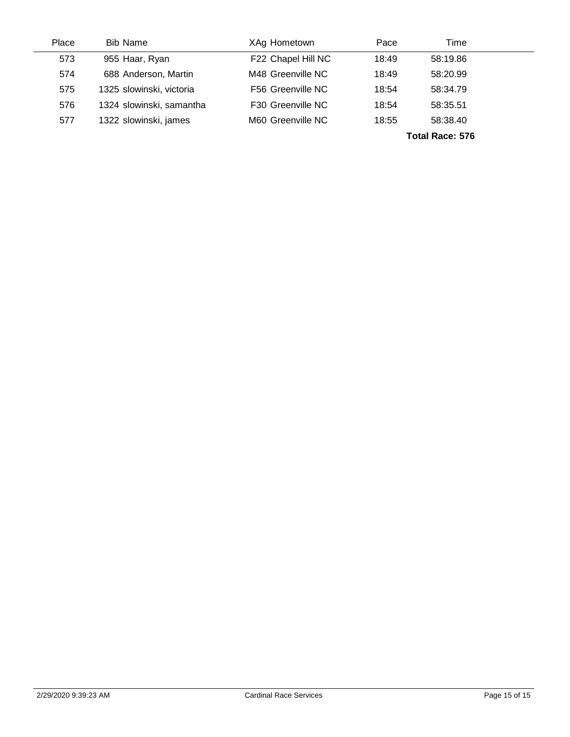| Place | Bib | Name | XAg | Hometown | Pace | Time |
|---|---|---|---|---|---|---|
| 573 | 955 | Haar, Ryan | F22 | Chapel Hill NC | 18:49 | 58:19.86 |
| 574 | 688 | Anderson, Martin | M48 | Greenville NC | 18:49 | 58:20.99 |
| 575 | 1325 | slowinski, victoria | F56 | Greenville NC | 18:54 | 58:34.79 |
| 576 | 1324 | slowinski, samantha | F30 | Greenville NC | 18:54 | 58:35.51 |
| 577 | 1322 | slowinski, james | M60 | Greenville NC | 18:55 | 58:38.40 |

**Total Race: 576**

2/29/2020 9:39:23 AM Cardinal Race Services